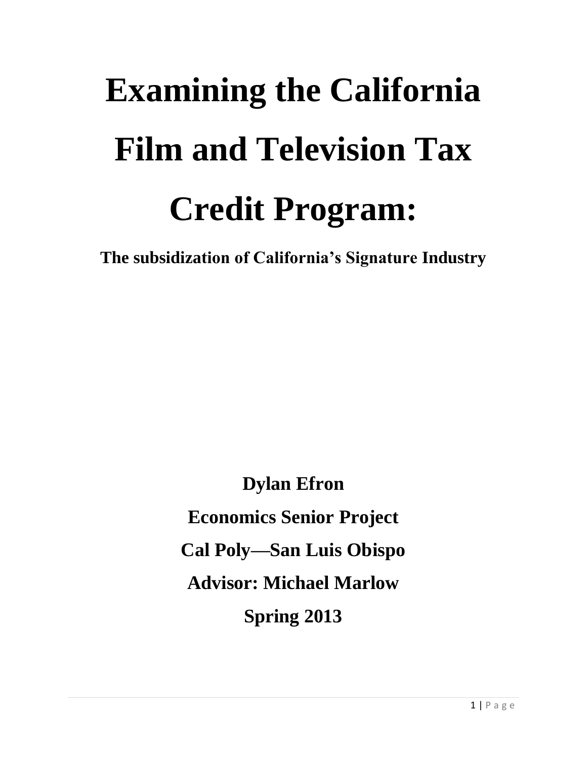# Examining the California Film and Television Tax Credit Program:

**The subsidization of California's Signature Industry**

**Dylan Efron**

**Economics Senior Project**

**Cal Poly—San Luis Obispo**

**Advisor: Michael Marlow**

**Spring 2013**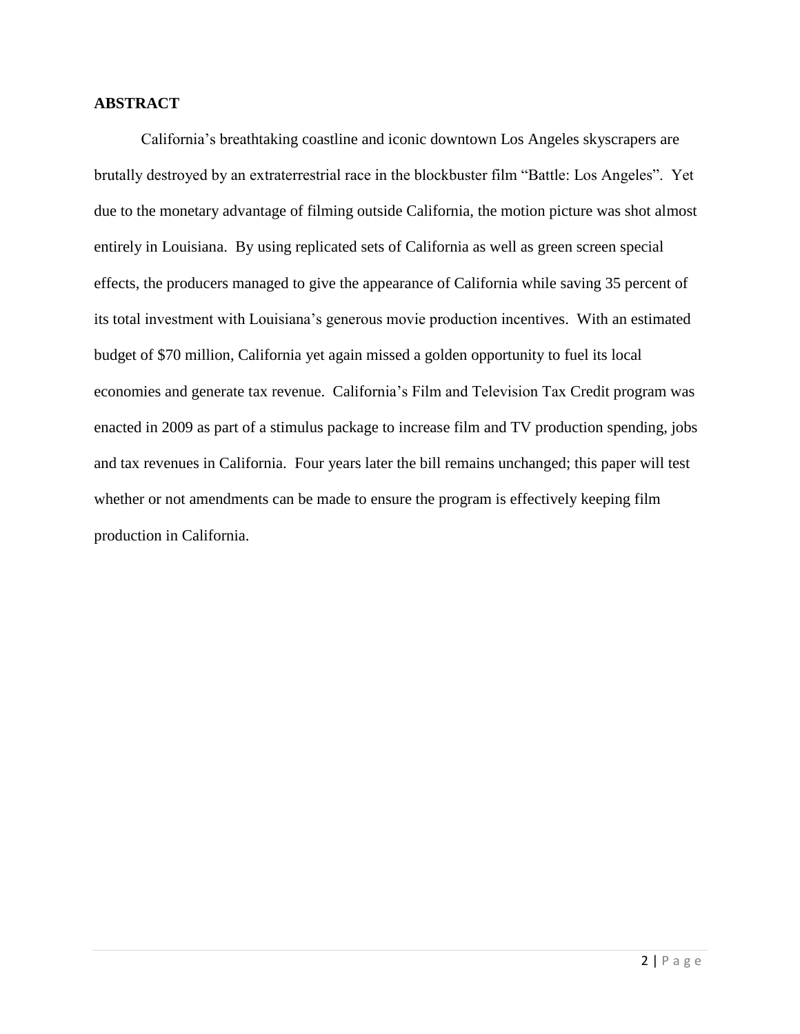## ABSTRACT

California's breathtaking coastline and iconic downtown Los Angeles skyscrapers are brutally destroyed by an extraterrestrial race in the blockbuster film "Battle: Los Angeles". Yet due to the monetary advantage of filming outside California, the motion picture was shot almost entirely in Louisiana. By using replicated sets of California as well as green screen special effects, the producers managed to give the appearance of California while saving 35 percent of its total investment with Louisiana's generous movie production incentives. With an estimated budget of $70 million, California yet again missed a golden opportunity to fuel its local economies and generate tax revenue. California's Film and Television Tax Credit program was enacted in 2009 as part of a stimulus package to increase film and TV production spending, jobs and tax revenues in California. Four years later the bill remains unchanged; this paper will test whether or not amendments can be made to ensure the program is effectively keeping film production in California.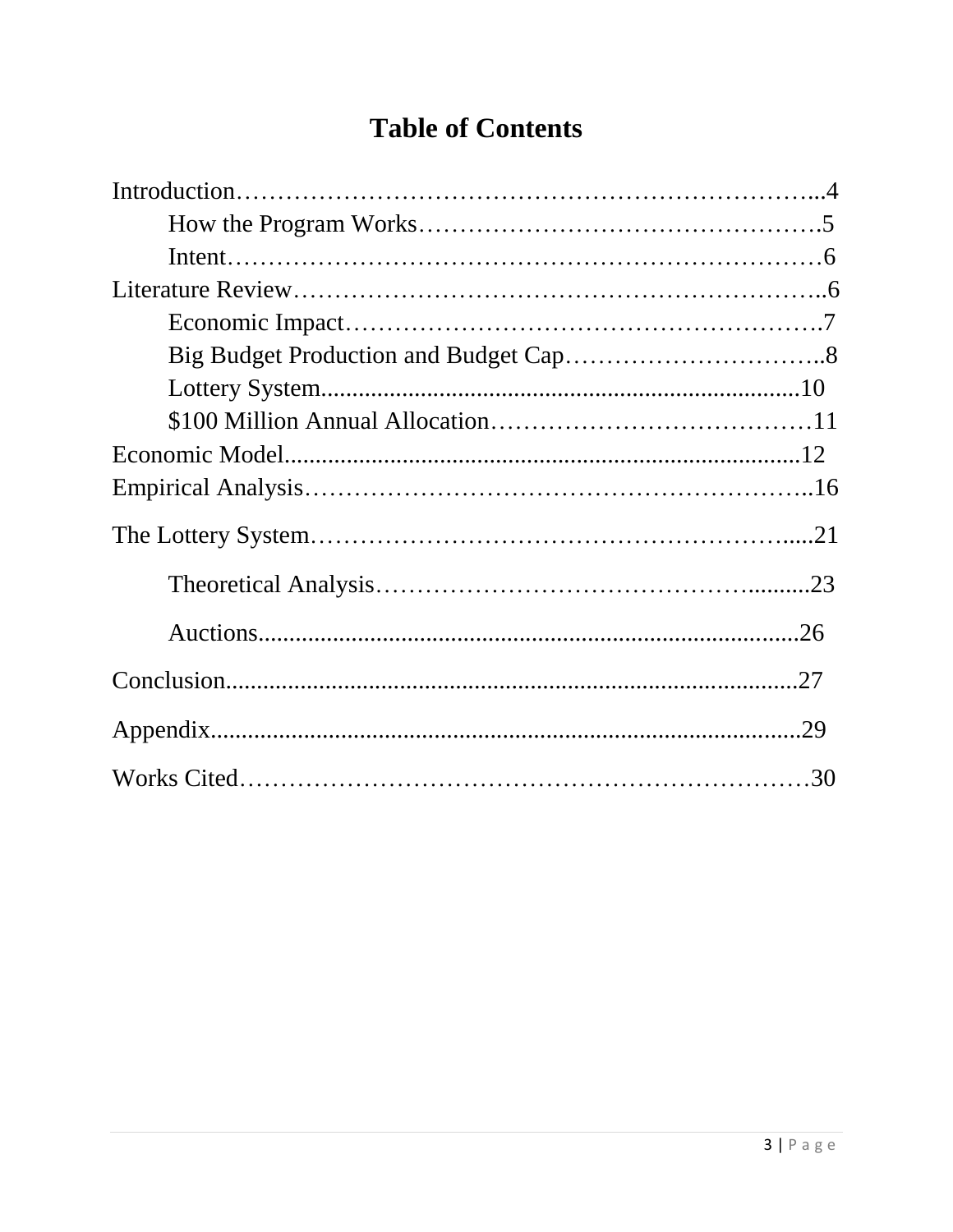# Table of Contents

Introduction………………………………………………………………...4

- How the Program Works……………………………………….5
- Intent……………………………………………………………6

Literature Review……………………………………………………..6

- Economic Impact……………………………………………….7
- Big Budget Production and Budget Cap…………………………..8
- Lottery System..........................................................................10
- $100 Million Annual Allocation…………………………………11

Economic Model..................................................................................12

Empirical Analysis……………………………………………………..16

The Lottery System…………………………………………………....21

- Theoretical Analysis……………………………………..........23
- Auctions....................................................................................26

Conclusion............................................................................................27

Appendix...............................................................................................29

Works Cited…………………………………………………………30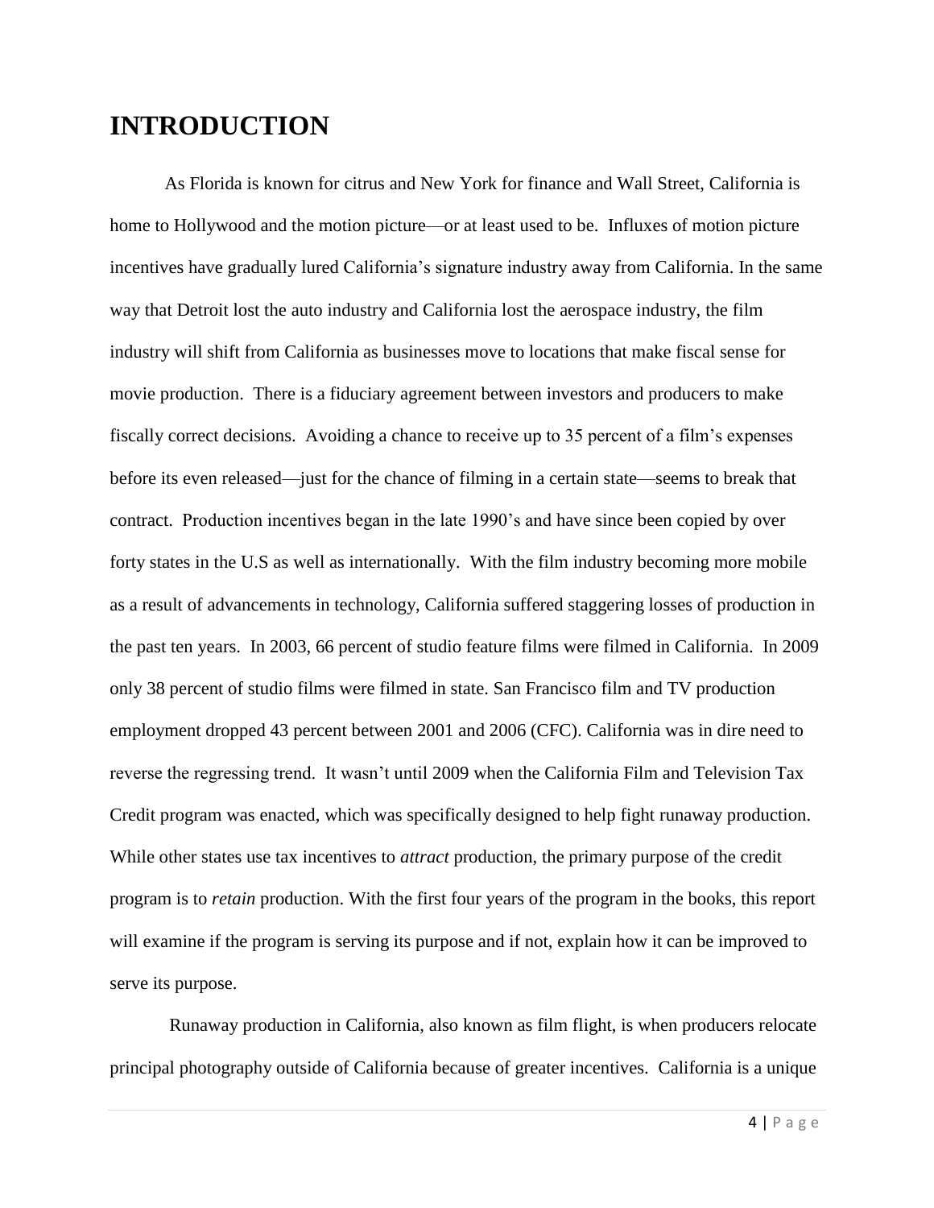# INTRODUCTION

As Florida is known for citrus and New York for finance and Wall Street, California is home to Hollywood and the motion picture—or at least used to be. Influxes of motion picture incentives have gradually lured California's signature industry away from California. In the same way that Detroit lost the auto industry and California lost the aerospace industry, the film industry will shift from California as businesses move to locations that make fiscal sense for movie production. There is a fiduciary agreement between investors and producers to make fiscally correct decisions. Avoiding a chance to receive up to 35 percent of a film's expenses before its even released—just for the chance of filming in a certain state—seems to break that contract. Production incentives began in the late 1990's and have since been copied by over forty states in the U.S as well as internationally. With the film industry becoming more mobile as a result of advancements in technology, California suffered staggering losses of production in the past ten years. In 2003, 66 percent of studio feature films were filmed in California. In 2009 only 38 percent of studio films were filmed in state. San Francisco film and TV production employment dropped 43 percent between 2001 and 2006 (CFC). California was in dire need to reverse the regressing trend. It wasn't until 2009 when the California Film and Television Tax Credit program was enacted, which was specifically designed to help fight runaway production. While other states use tax incentives to *attract* production, the primary purpose of the credit program is to *retain* production. With the first four years of the program in the books, this report will examine if the program is serving its purpose and if not, explain how it can be improved to serve its purpose.

Runaway production in California, also known as film flight, is when producers relocate principal photography outside of California because of greater incentives. California is a unique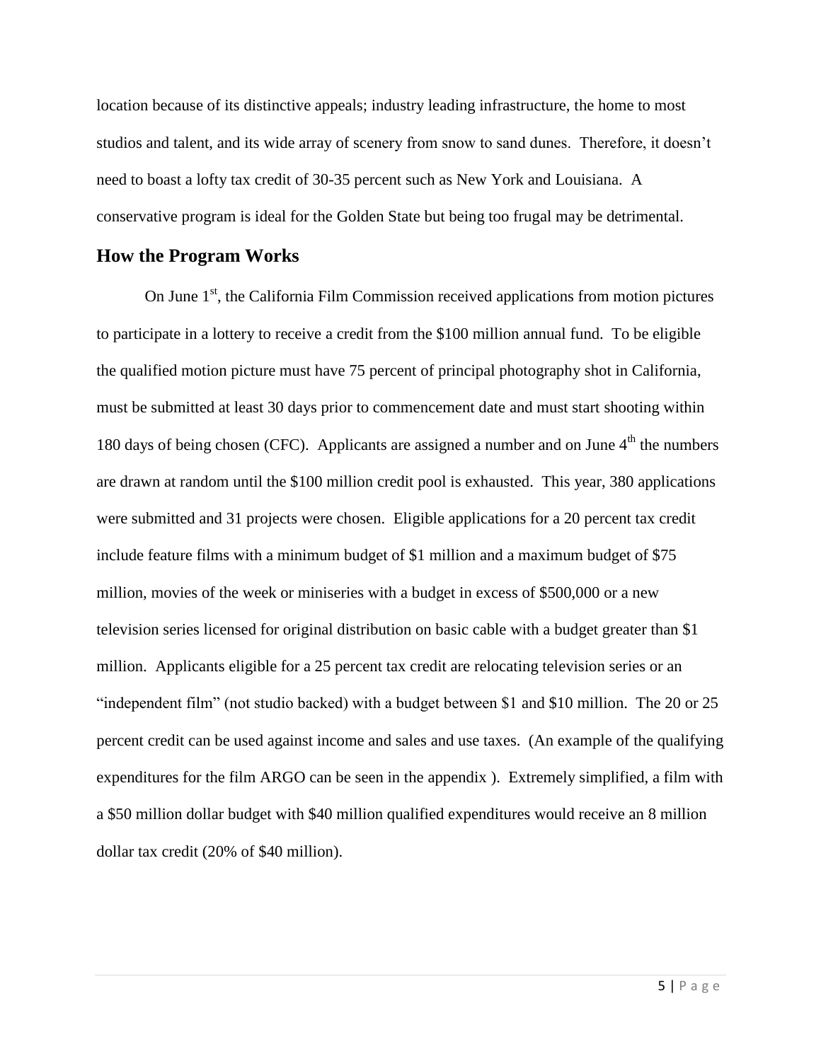location because of its distinctive appeals; industry leading infrastructure, the home to most studios and talent, and its wide array of scenery from snow to sand dunes. Therefore, it doesn't need to boast a lofty tax credit of 30-35 percent such as New York and Louisiana. A conservative program is ideal for the Golden State but being too frugal may be detrimental.

## How the Program Works

On June 1st, the California Film Commission received applications from motion pictures to participate in a lottery to receive a credit from the $100 million annual fund. To be eligible the qualified motion picture must have 75 percent of principal photography shot in California, must be submitted at least 30 days prior to commencement date and must start shooting within 180 days of being chosen (CFC). Applicants are assigned a number and on June 4th the numbers are drawn at random until the $100 million credit pool is exhausted. This year, 380 applications were submitted and 31 projects were chosen. Eligible applications for a 20 percent tax credit include feature films with a minimum budget of $1 million and a maximum budget of $75 million, movies of the week or miniseries with a budget in excess of $500,000 or a new television series licensed for original distribution on basic cable with a budget greater than $1 million. Applicants eligible for a 25 percent tax credit are relocating television series or an "independent film" (not studio backed) with a budget between $1 and $10 million. The 20 or 25 percent credit can be used against income and sales and use taxes. (An example of the qualifying expenditures for the film ARGO can be seen in the appendix ). Extremely simplified, a film with a $50 million dollar budget with $40 million qualified expenditures would receive an 8 million dollar tax credit (20% of $40 million).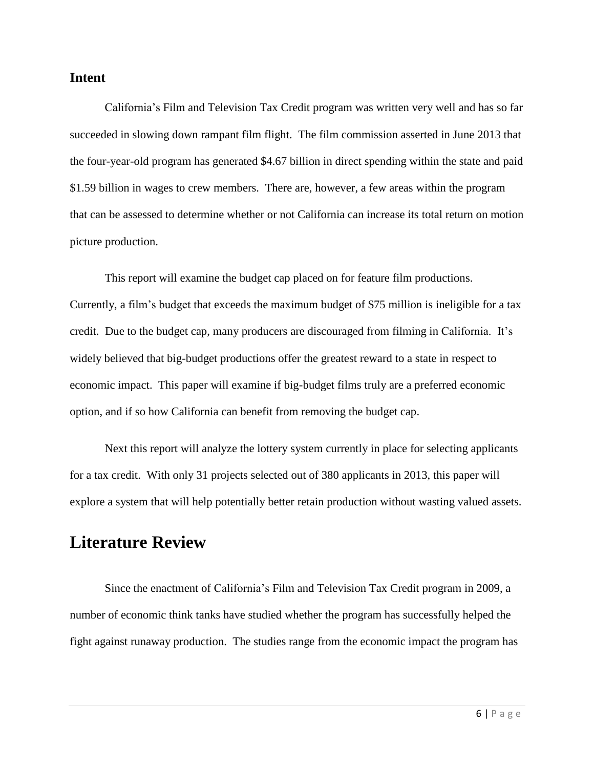### Intent

California's Film and Television Tax Credit program was written very well and has so far succeeded in slowing down rampant film flight. The film commission asserted in June 2013 that the four-year-old program has generated $4.67 billion in direct spending within the state and paid $1.59 billion in wages to crew members. There are, however, a few areas within the program that can be assessed to determine whether or not California can increase its total return on motion picture production.

This report will examine the budget cap placed on for feature film productions. Currently, a film's budget that exceeds the maximum budget of $75 million is ineligible for a tax credit. Due to the budget cap, many producers are discouraged from filming in California. It's widely believed that big-budget productions offer the greatest reward to a state in respect to economic impact. This paper will examine if big-budget films truly are a preferred economic option, and if so how California can benefit from removing the budget cap.

Next this report will analyze the lottery system currently in place for selecting applicants for a tax credit. With only 31 projects selected out of 380 applicants in 2013, this paper will explore a system that will help potentially better retain production without wasting valued assets.

## Literature Review

Since the enactment of California's Film and Television Tax Credit program in 2009, a number of economic think tanks have studied whether the program has successfully helped the fight against runaway production. The studies range from the economic impact the program has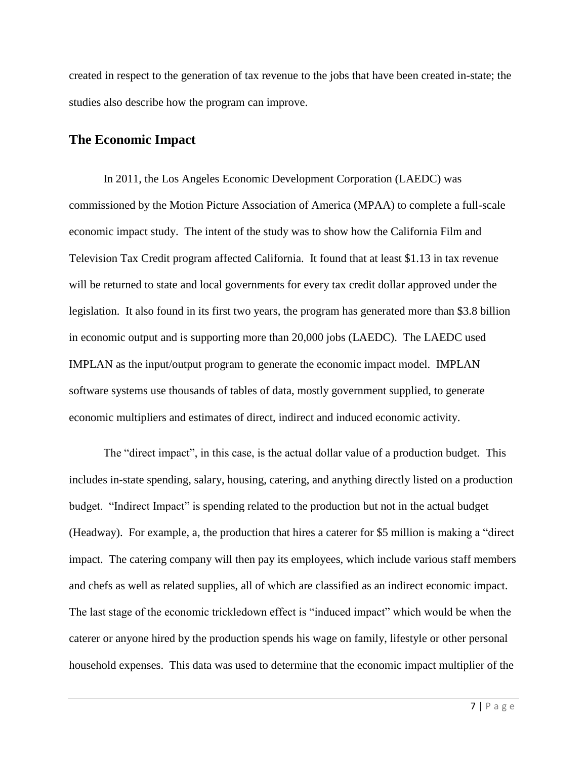created in respect to the generation of tax revenue to the jobs that have been created in-state; the studies also describe how the program can improve.

## The Economic Impact

In 2011, the Los Angeles Economic Development Corporation (LAEDC) was commissioned by the Motion Picture Association of America (MPAA) to complete a full-scale economic impact study. The intent of the study was to show how the California Film and Television Tax Credit program affected California. It found that at least $1.13 in tax revenue will be returned to state and local governments for every tax credit dollar approved under the legislation. It also found in its first two years, the program has generated more than $3.8 billion in economic output and is supporting more than 20,000 jobs (LAEDC). The LAEDC used IMPLAN as the input/output program to generate the economic impact model. IMPLAN software systems use thousands of tables of data, mostly government supplied, to generate economic multipliers and estimates of direct, indirect and induced economic activity.

The "direct impact", in this case, is the actual dollar value of a production budget. This includes in-state spending, salary, housing, catering, and anything directly listed on a production budget. "Indirect Impact" is spending related to the production but not in the actual budget (Headway). For example, a, the production that hires a caterer for $5 million is making a "direct impact. The catering company will then pay its employees, which include various staff members and chefs as well as related supplies, all of which are classified as an indirect economic impact. The last stage of the economic trickledown effect is "induced impact" which would be when the caterer or anyone hired by the production spends his wage on family, lifestyle or other personal household expenses. This data was used to determine that the economic impact multiplier of the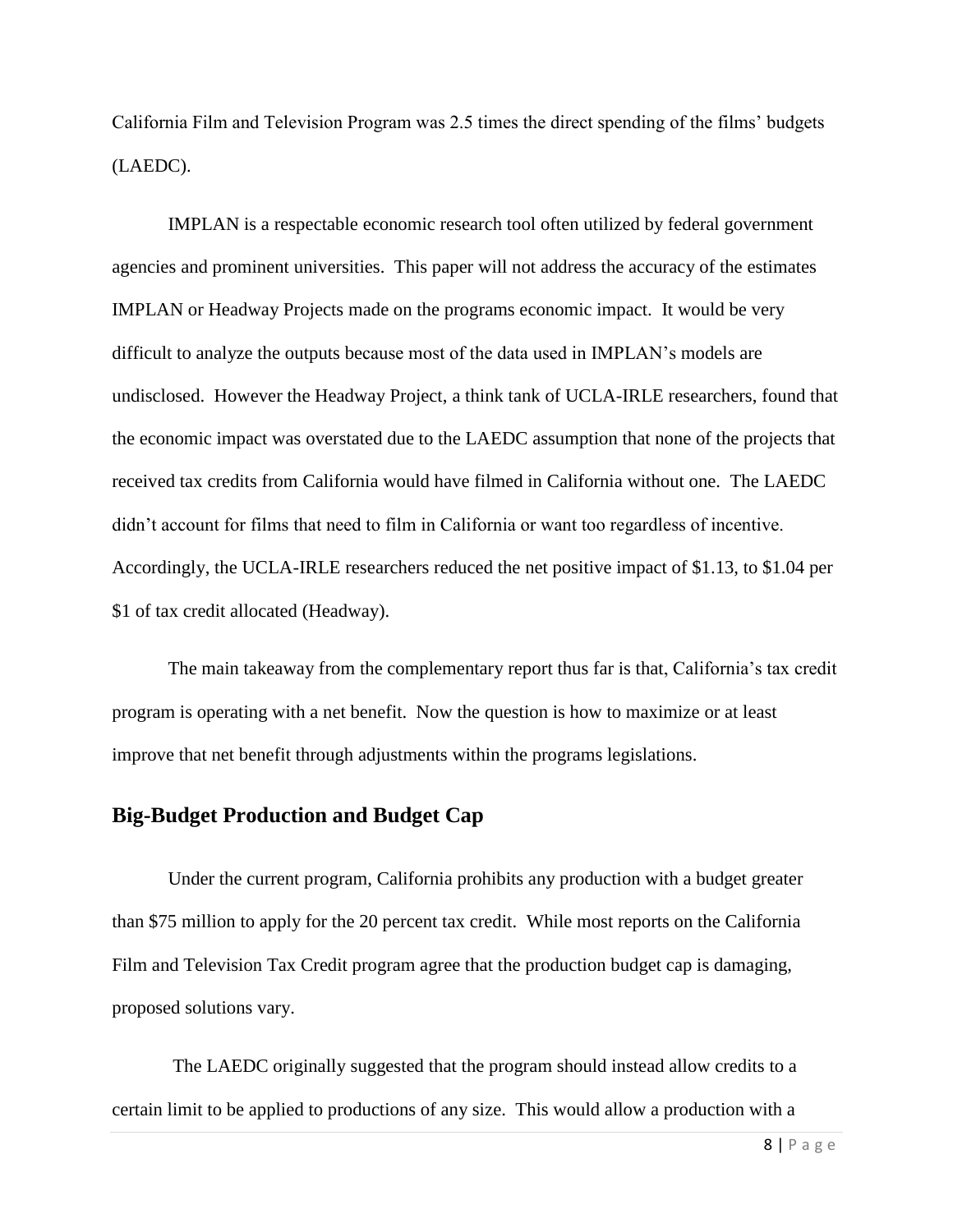California Film and Television Program was 2.5 times the direct spending of the films' budgets (LAEDC).

IMPLAN is a respectable economic research tool often utilized by federal government agencies and prominent universities. This paper will not address the accuracy of the estimates IMPLAN or Headway Projects made on the programs economic impact. It would be very difficult to analyze the outputs because most of the data used in IMPLAN's models are undisclosed. However the Headway Project, a think tank of UCLA-IRLE researchers, found that the economic impact was overstated due to the LAEDC assumption that none of the projects that received tax credits from California would have filmed in California without one. The LAEDC didn't account for films that need to film in California or want too regardless of incentive. Accordingly, the UCLA-IRLE researchers reduced the net positive impact of $1.13, to $1.04 per $1 of tax credit allocated (Headway).

The main takeaway from the complementary report thus far is that, California's tax credit program is operating with a net benefit. Now the question is how to maximize or at least improve that net benefit through adjustments within the programs legislations.

## Big-Budget Production and Budget Cap

Under the current program, California prohibits any production with a budget greater than $75 million to apply for the 20 percent tax credit. While most reports on the California Film and Television Tax Credit program agree that the production budget cap is damaging, proposed solutions vary.

The LAEDC originally suggested that the program should instead allow credits to a certain limit to be applied to productions of any size. This would allow a production with a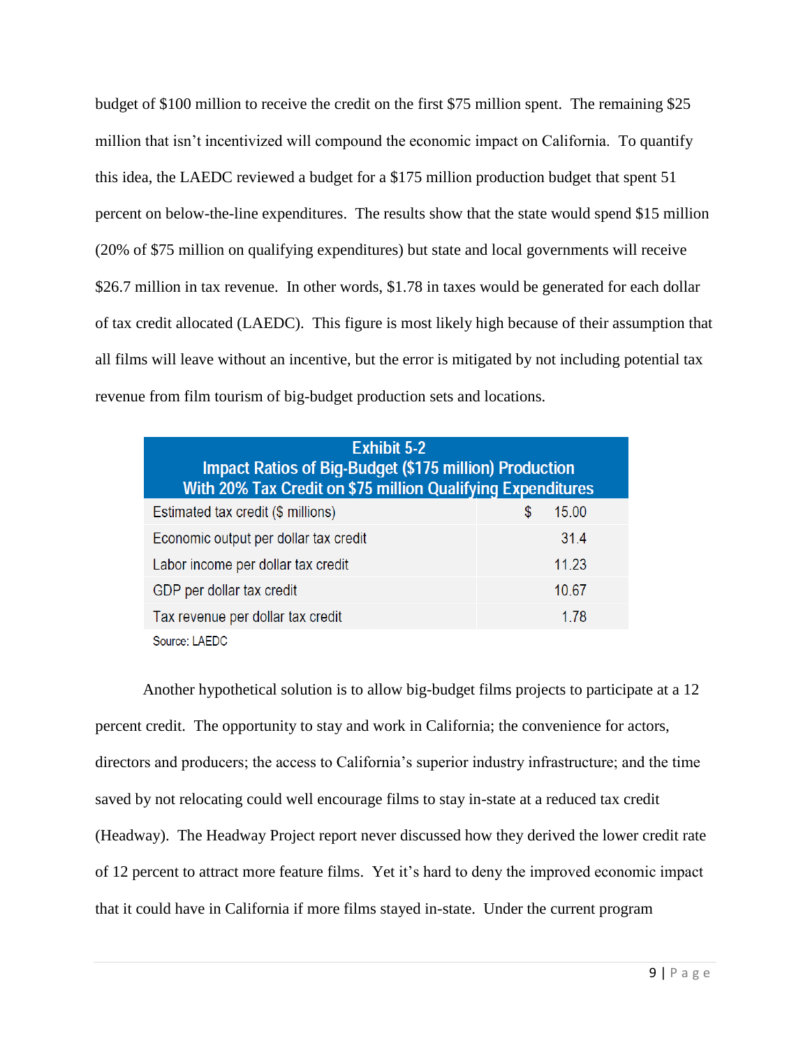budget of $100 million to receive the credit on the first $75 million spent. The remaining $25 million that isn't incentivized will compound the economic impact on California. To quantify this idea, the LAEDC reviewed a budget for a $175 million production budget that spent 51 percent on below-the-line expenditures. The results show that the state would spend $15 million (20% of $75 million on qualifying expenditures) but state and local governments will receive $26.7 million in tax revenue. In other words, $1.78 in taxes would be generated for each dollar of tax credit allocated (LAEDC). This figure is most likely high because of their assumption that all films will leave without an incentive, but the error is mitigated by not including potential tax revenue from film tourism of big-budget production sets and locations.

**Exhibit 5-2**
**Impact Ratios of Big-Budget ($175 million) Production**
**With 20% Tax Credit on $75 million Qualifying Expenditures**

| | |
|---|---|
| Estimated tax credit ($ millions) | $ 15.00 |
| Economic output per dollar tax credit | 31.4 |
| Labor income per dollar tax credit | 11.23 |
| GDP per dollar tax credit | 10.67 |
| Tax revenue per dollar tax credit | 1.78 |

Source: LAEDC

Another hypothetical solution is to allow big-budget films projects to participate at a 12 percent credit. The opportunity to stay and work in California; the convenience for actors, directors and producers; the access to California's superior industry infrastructure; and the time saved by not relocating could well encourage films to stay in-state at a reduced tax credit (Headway). The Headway Project report never discussed how they derived the lower credit rate of 12 percent to attract more feature films. Yet it's hard to deny the improved economic impact that it could have in California if more films stayed in-state. Under the current program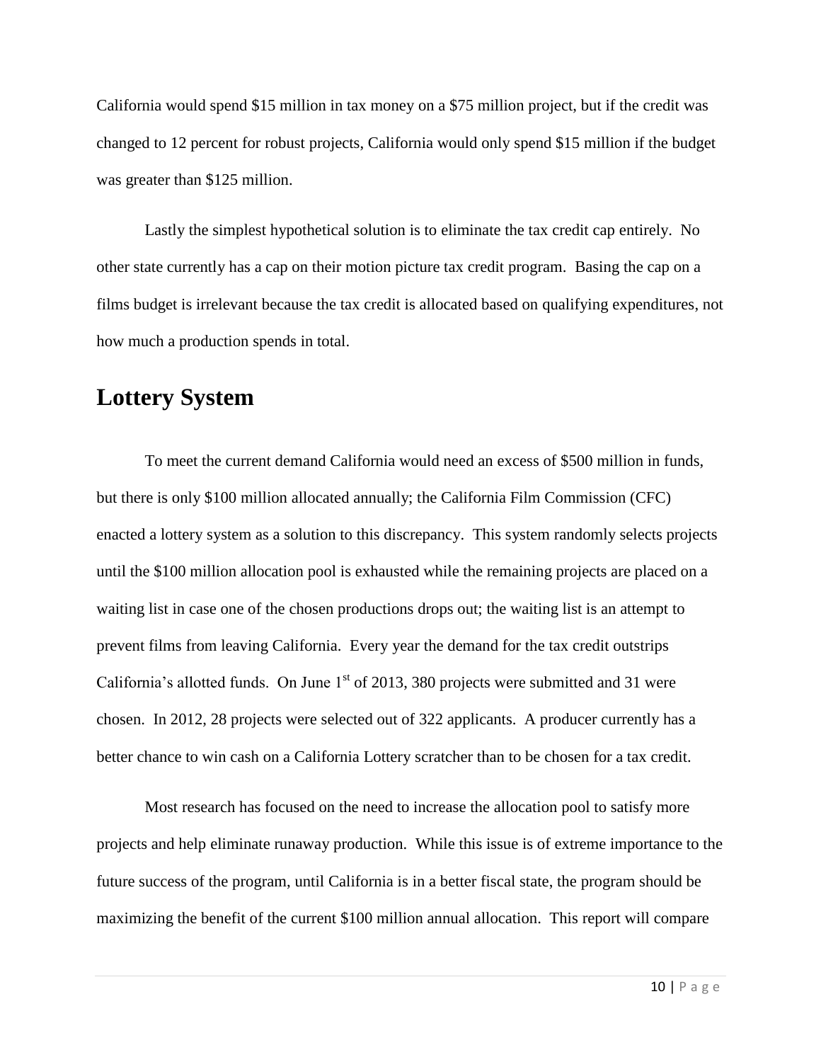California would spend $15 million in tax money on a $75 million project, but if the credit was changed to 12 percent for robust projects, California would only spend $15 million if the budget was greater than $125 million.

Lastly the simplest hypothetical solution is to eliminate the tax credit cap entirely. No other state currently has a cap on their motion picture tax credit program. Basing the cap on a films budget is irrelevant because the tax credit is allocated based on qualifying expenditures, not how much a production spends in total.

## Lottery System

To meet the current demand California would need an excess of $500 million in funds, but there is only $100 million allocated annually; the California Film Commission (CFC) enacted a lottery system as a solution to this discrepancy. This system randomly selects projects until the $100 million allocation pool is exhausted while the remaining projects are placed on a waiting list in case one of the chosen productions drops out; the waiting list is an attempt to prevent films from leaving California. Every year the demand for the tax credit outstrips California's allotted funds. On June 1st of 2013, 380 projects were submitted and 31 were chosen. In 2012, 28 projects were selected out of 322 applicants. A producer currently has a better chance to win cash on a California Lottery scratcher than to be chosen for a tax credit.

Most research has focused on the need to increase the allocation pool to satisfy more projects and help eliminate runaway production. While this issue is of extreme importance to the future success of the program, until California is in a better fiscal state, the program should be maximizing the benefit of the current $100 million annual allocation. This report will compare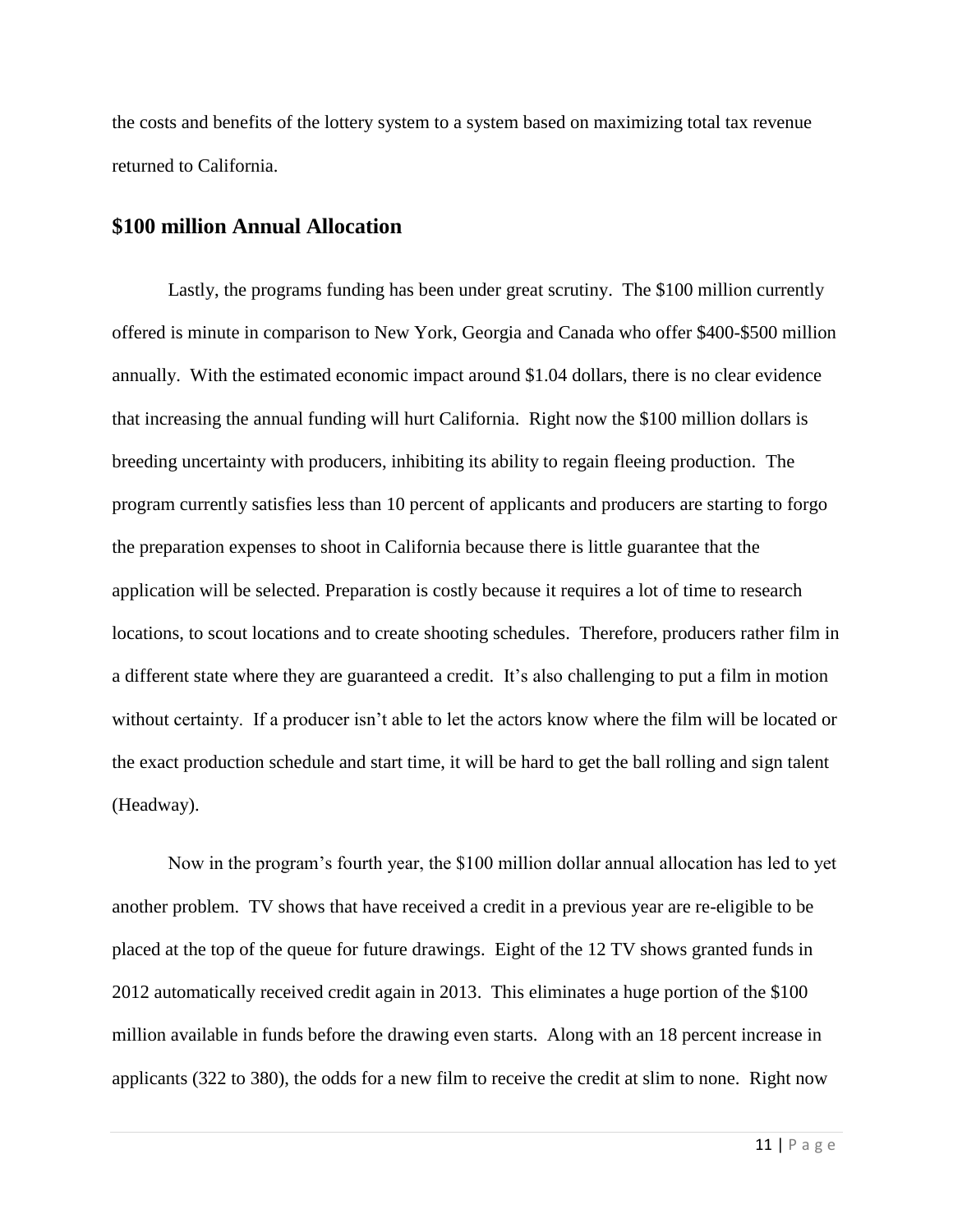the costs and benefits of the lottery system to a system based on maximizing total tax revenue returned to California.

## $100 million Annual Allocation

Lastly, the programs funding has been under great scrutiny. The $100 million currently offered is minute in comparison to New York, Georgia and Canada who offer $400-$500 million annually. With the estimated economic impact around $1.04 dollars, there is no clear evidence that increasing the annual funding will hurt California. Right now the $100 million dollars is breeding uncertainty with producers, inhibiting its ability to regain fleeing production. The program currently satisfies less than 10 percent of applicants and producers are starting to forgo the preparation expenses to shoot in California because there is little guarantee that the application will be selected. Preparation is costly because it requires a lot of time to research locations, to scout locations and to create shooting schedules. Therefore, producers rather film in a different state where they are guaranteed a credit. It's also challenging to put a film in motion without certainty. If a producer isn't able to let the actors know where the film will be located or the exact production schedule and start time, it will be hard to get the ball rolling and sign talent (Headway).

Now in the program's fourth year, the $100 million dollar annual allocation has led to yet another problem. TV shows that have received a credit in a previous year are re-eligible to be placed at the top of the queue for future drawings. Eight of the 12 TV shows granted funds in 2012 automatically received credit again in 2013. This eliminates a huge portion of the $100 million available in funds before the drawing even starts. Along with an 18 percent increase in applicants (322 to 380), the odds for a new film to receive the credit at slim to none. Right now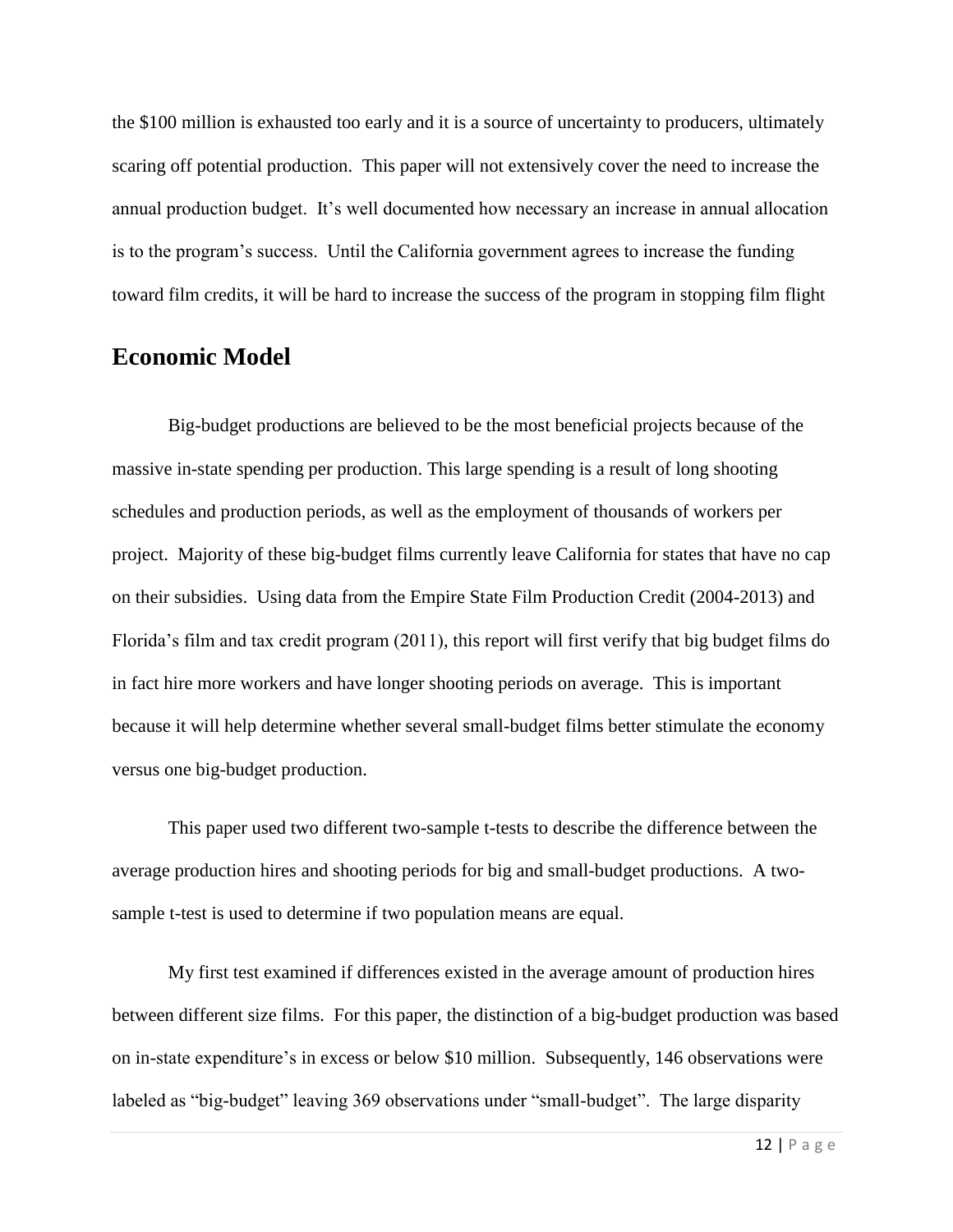the $100 million is exhausted too early and it is a source of uncertainty to producers, ultimately scaring off potential production. This paper will not extensively cover the need to increase the annual production budget. It's well documented how necessary an increase in annual allocation is to the program's success. Until the California government agrees to increase the funding toward film credits, it will be hard to increase the success of the program in stopping film flight

## Economic Model

Big-budget productions are believed to be the most beneficial projects because of the massive in-state spending per production. This large spending is a result of long shooting schedules and production periods, as well as the employment of thousands of workers per project. Majority of these big-budget films currently leave California for states that have no cap on their subsidies. Using data from the Empire State Film Production Credit (2004-2013) and Florida's film and tax credit program (2011), this report will first verify that big budget films do in fact hire more workers and have longer shooting periods on average. This is important because it will help determine whether several small-budget films better stimulate the economy versus one big-budget production.

This paper used two different two-sample t-tests to describe the difference between the average production hires and shooting periods for big and small-budget productions. A two-sample t-test is used to determine if two population means are equal.

My first test examined if differences existed in the average amount of production hires between different size films. For this paper, the distinction of a big-budget production was based on in-state expenditure's in excess or below $10 million. Subsequently, 146 observations were labeled as "big-budget" leaving 369 observations under "small-budget". The large disparity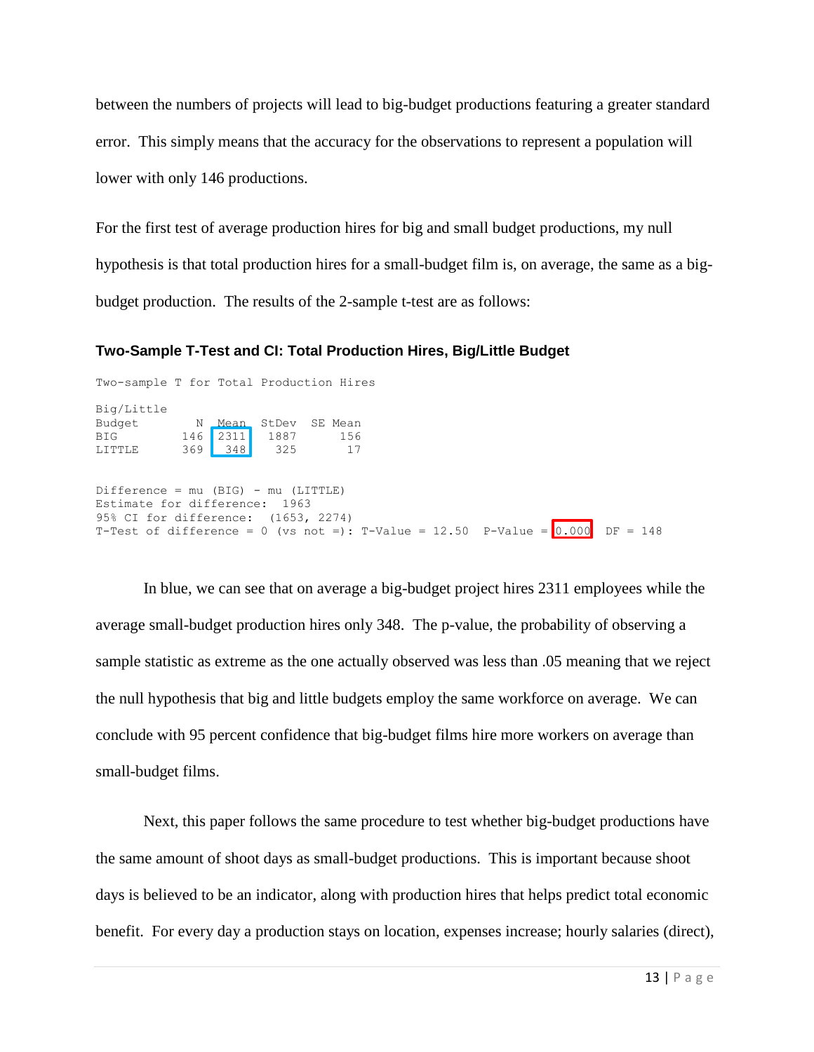between the numbers of projects will lead to big-budget productions featuring a greater standard error. This simply means that the accuracy for the observations to represent a population will lower with only 146 productions.

For the first test of average production hires for big and small budget productions, my null hypothesis is that total production hires for a small-budget film is, on average, the same as a big-budget production. The results of the 2-sample t-test are as follows:

### Two-Sample T-Test and CI: Total Production Hires, Big/Little Budget

```
Two-sample T for Total Production Hires

Big/Little
Budget        N  Mean  StDev  SE Mean
BIG         146  2311   1887      156
LITTLE      369   348    325       17


Difference = mu (BIG) - mu (LITTLE)
Estimate for difference:  1963
95% CI for difference:  (1653, 2274)
T-Test of difference = 0 (vs not =): T-Value = 12.50  P-Value = 0.000  DF = 148
```

In blue, we can see that on average a big-budget project hires 2311 employees while the average small-budget production hires only 348. The p-value, the probability of observing a sample statistic as extreme as the one actually observed was less than .05 meaning that we reject the null hypothesis that big and little budgets employ the same workforce on average. We can conclude with 95 percent confidence that big-budget films hire more workers on average than small-budget films.

Next, this paper follows the same procedure to test whether big-budget productions have the same amount of shoot days as small-budget productions. This is important because shoot days is believed to be an indicator, along with production hires that helps predict total economic benefit. For every day a production stays on location, expenses increase; hourly salaries (direct),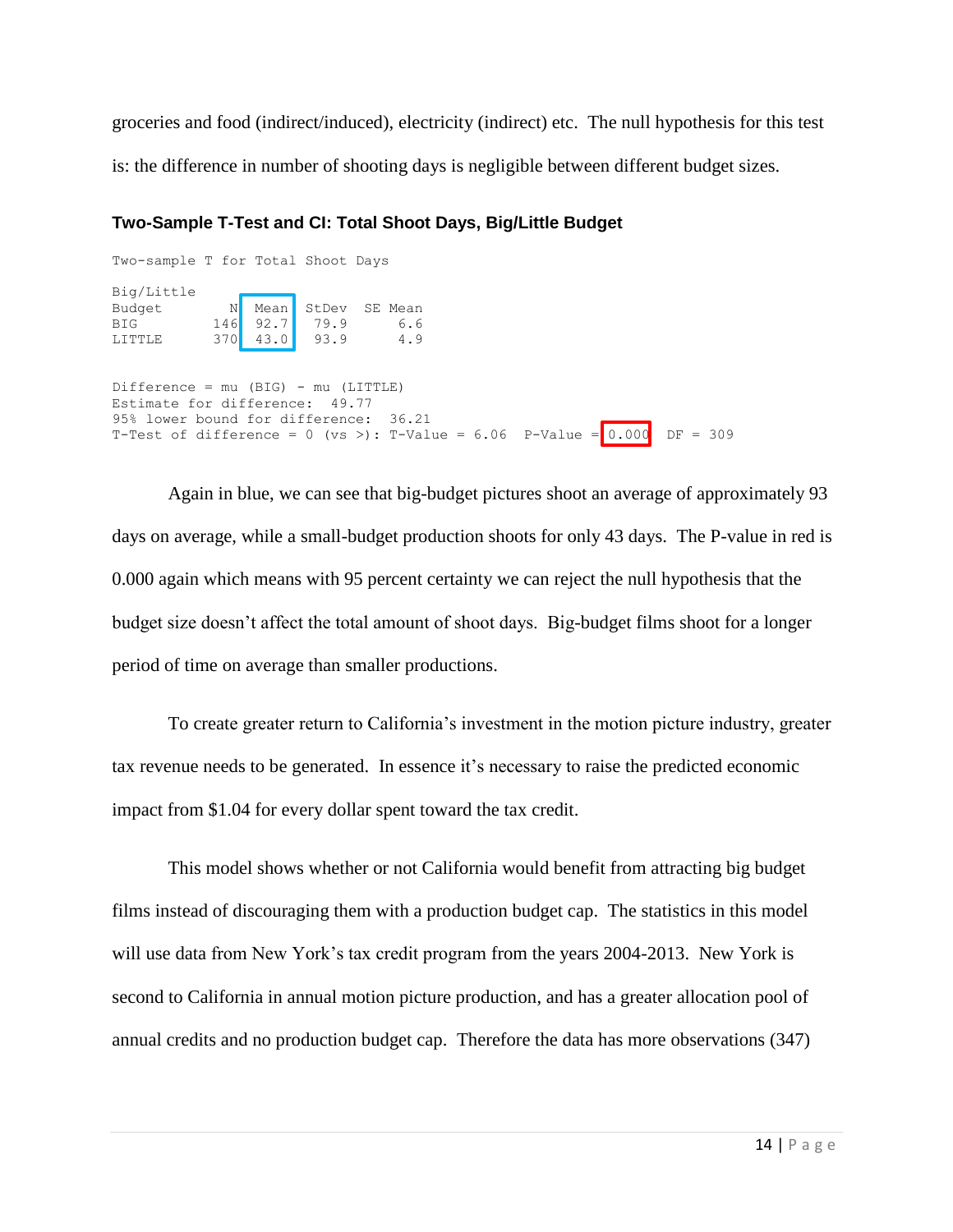groceries and food (indirect/induced), electricity (indirect) etc. The null hypothesis for this test is: the difference in number of shooting days is negligible between different budget sizes.

### Two-Sample T-Test and CI: Total Shoot Days, Big/Little Budget

```
Two-sample T for Total Shoot Days

Big/Little
Budget        N  Mean  StDev  SE Mean
BIG         146  92.7   79.9      6.6
LITTLE      370  43.0   93.9      4.9


Difference = mu (BIG) - mu (LITTLE)
Estimate for difference:  49.77
95% lower bound for difference:  36.21
T-Test of difference = 0 (vs >): T-Value = 6.06  P-Value = 0.000  DF = 309
```

Again in blue, we can see that big-budget pictures shoot an average of approximately 93 days on average, while a small-budget production shoots for only 43 days. The P-value in red is 0.000 again which means with 95 percent certainty we can reject the null hypothesis that the budget size doesn't affect the total amount of shoot days. Big-budget films shoot for a longer period of time on average than smaller productions.

To create greater return to California's investment in the motion picture industry, greater tax revenue needs to be generated. In essence it's necessary to raise the predicted economic impact from $1.04 for every dollar spent toward the tax credit.

This model shows whether or not California would benefit from attracting big budget films instead of discouraging them with a production budget cap. The statistics in this model will use data from New York's tax credit program from the years 2004-2013. New York is second to California in annual motion picture production, and has a greater allocation pool of annual credits and no production budget cap. Therefore the data has more observations (347)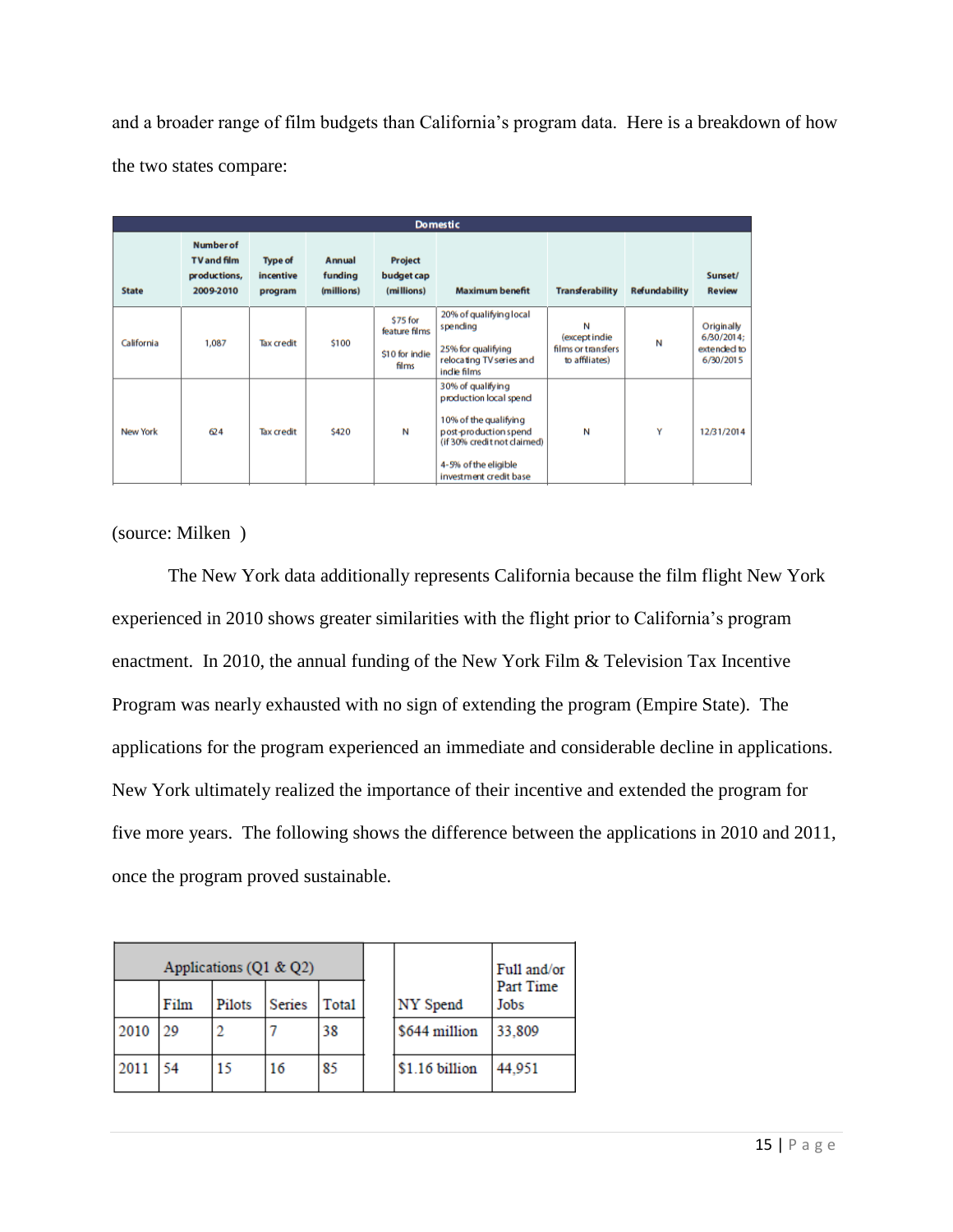and a broader range of film budgets than California's program data. Here is a breakdown of how the two states compare:

| Domestic | | | | | | | | |
|---|---|---|---|---|---|---|---|---|
| State | Number of TV and film productions, 2009-2010 | Type of incentive program | Annual funding (millions) | Project budget cap (millions) | Maximum benefit | Transferability | Refundability | Sunset/ Review |
| California | 1,087 | Tax credit | $100 | $75 for feature films<br>$10 for indie films | 20% of qualifying local spending<br>25% for qualifying relocating TV series and indie films | N (except indie films or transfers to affiliates) | N | Originally 6/30/2014; extended to 6/30/2015 |
| New York | 624 | Tax credit | $420 | N | 30% of qualifying production local spend<br>10% of the qualifying post-production spend (if 30% credit not claimed)<br>4-5% of the eligible investment credit base | N | Y | 12/31/2014 |

(source: Milken )

The New York data additionally represents California because the film flight New York experienced in 2010 shows greater similarities with the flight prior to California's program enactment. In 2010, the annual funding of the New York Film & Television Tax Incentive Program was nearly exhausted with no sign of extending the program (Empire State). The applications for the program experienced an immediate and considerable decline in applications. New York ultimately realized the importance of their incentive and extended the program for five more years. The following shows the difference between the applications in 2010 and 2011, once the program proved sustainable.

| | Applications (Q1 & Q2) | | | | | | |
|---|---|---|---|---|---|---|---|
| | Film | Pilots | Series | Total | | NY Spend | Full and/or Part Time Jobs |
| 2010 | 29 | 2 | 7 | 38 | | $644 million | 33,809 |
| 2011 | 54 | 15 | 16 | 85 | | $1.16 billion | 44,951 |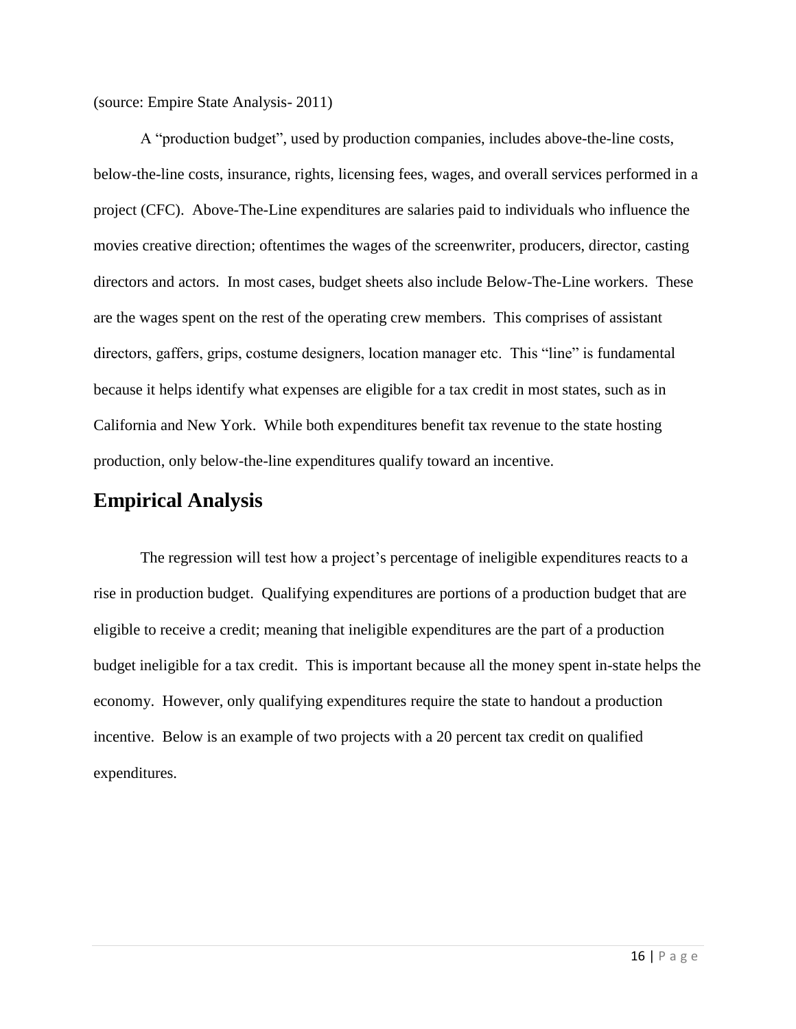(source: Empire State Analysis- 2011)

A "production budget", used by production companies, includes above-the-line costs, below-the-line costs, insurance, rights, licensing fees, wages, and overall services performed in a project (CFC). Above-The-Line expenditures are salaries paid to individuals who influence the movies creative direction; oftentimes the wages of the screenwriter, producers, director, casting directors and actors. In most cases, budget sheets also include Below-The-Line workers. These are the wages spent on the rest of the operating crew members. This comprises of assistant directors, gaffers, grips, costume designers, location manager etc. This "line" is fundamental because it helps identify what expenses are eligible for a tax credit in most states, such as in California and New York. While both expenditures benefit tax revenue to the state hosting production, only below-the-line expenditures qualify toward an incentive.

## Empirical Analysis

The regression will test how a project's percentage of ineligible expenditures reacts to a rise in production budget. Qualifying expenditures are portions of a production budget that are eligible to receive a credit; meaning that ineligible expenditures are the part of a production budget ineligible for a tax credit. This is important because all the money spent in-state helps the economy. However, only qualifying expenditures require the state to handout a production incentive. Below is an example of two projects with a 20 percent tax credit on qualified expenditures.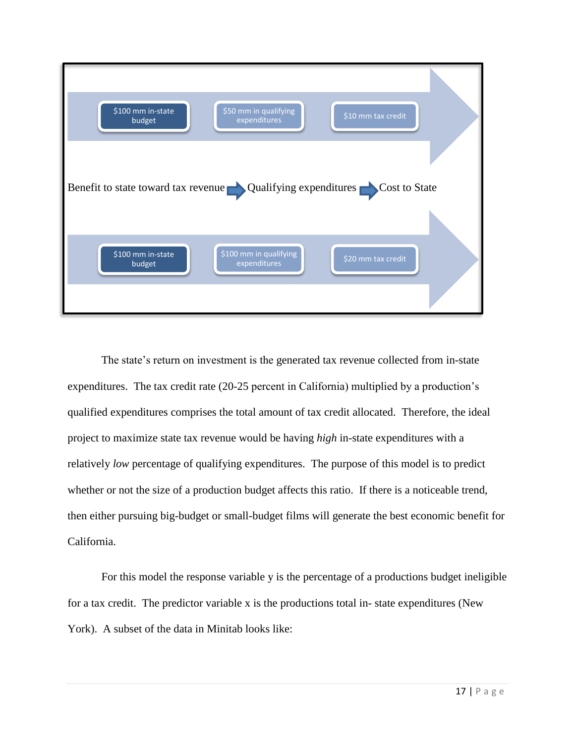$100 mm in-state budget → $50 mm in qualifying expenditures → $10 mm tax credit

Benefit to state toward tax revenue → Qualifying expenditures → Cost to State

$100 mm in-state budget → $100 mm in qualifying expenditures → $20 mm tax credit

The state's return on investment is the generated tax revenue collected from in-state expenditures. The tax credit rate (20-25 percent in California) multiplied by a production's qualified expenditures comprises the total amount of tax credit allocated. Therefore, the ideal project to maximize state tax revenue would be having *high* in-state expenditures with a relatively *low* percentage of qualifying expenditures. The purpose of this model is to predict whether or not the size of a production budget affects this ratio. If there is a noticeable trend, then either pursuing big-budget or small-budget films will generate the best economic benefit for California.

For this model the response variable y is the percentage of a productions budget ineligible for a tax credit. The predictor variable x is the productions total in- state expenditures (New York). A subset of the data in Minitab looks like: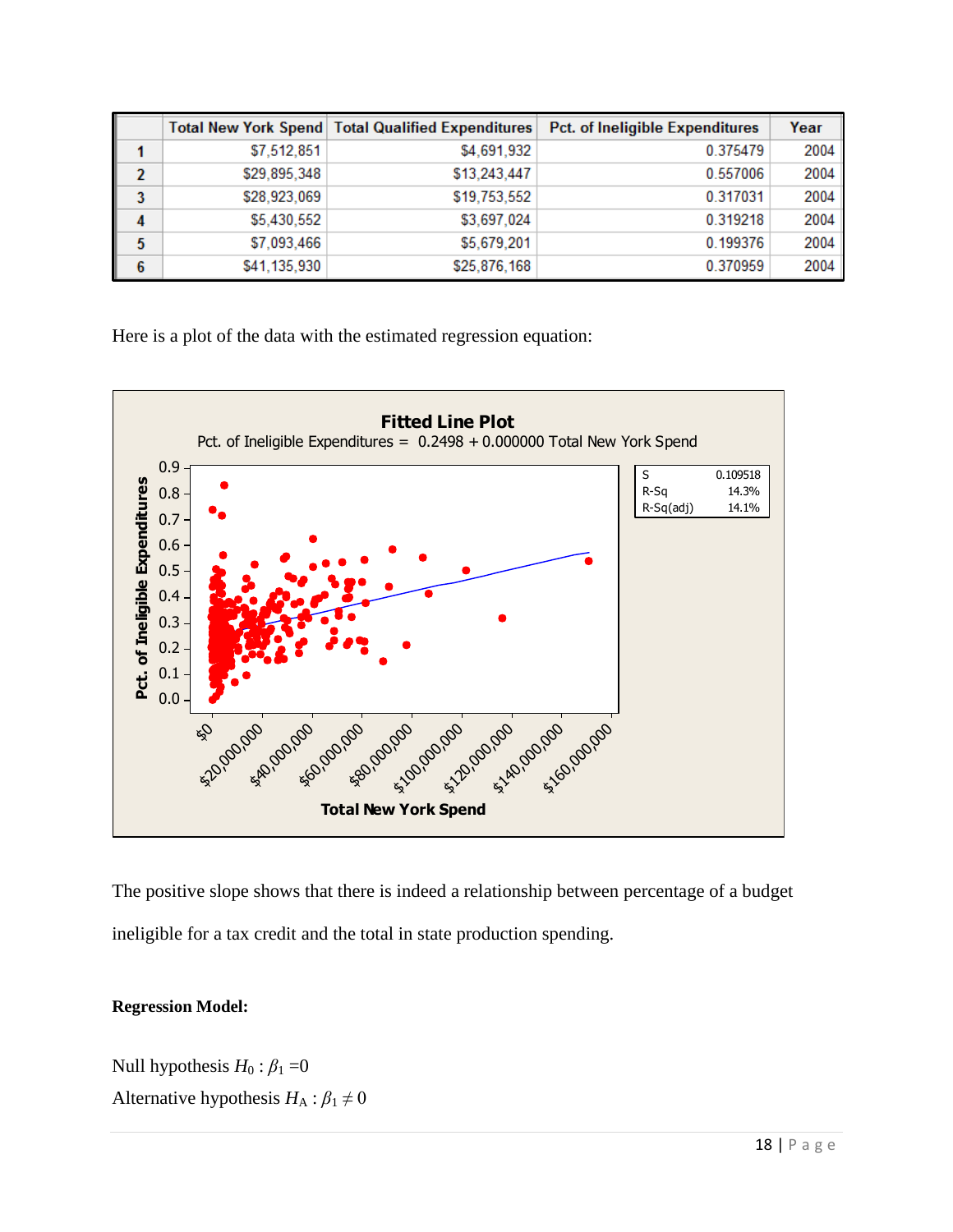|   | Total New York Spend | Total Qualified Expenditures | Pct. of Ineligible Expenditures | Year |
|---|---|---|---|---|
| 1 | $7,512,851 | $4,691,932 | 0.375479 | 2004 |
| 2 | $29,895,348 | $13,243,447 | 0.557006 | 2004 |
| 3 | $28,923,069 | $19,753,552 | 0.317031 | 2004 |
| 4 | $5,430,552 | $3,697,024 | 0.319218 | 2004 |
| 5 | $7,093,466 | $5,679,201 | 0.199376 | 2004 |
| 6 | $41,135,930 | $25,876,168 | 0.370959 | 2004 |

Here is a plot of the data with the estimated regression equation:

**Fitted Line Plot**

Pct. of Ineligible Expenditures = 0.2498 + 0.000000 Total New York Spend

| S | 0.109518 |
|---|---|
| R-Sq | 14.3% |
| R-Sq(adj) | 14.1% |

The positive slope shows that there is indeed a relationship between percentage of a budget ineligible for a tax credit and the total in state production spending.

**Regression Model:**

Null hypothesis $H_0 : \beta_1 = 0$

Alternative hypothesis $H_A : \beta_1 \neq 0$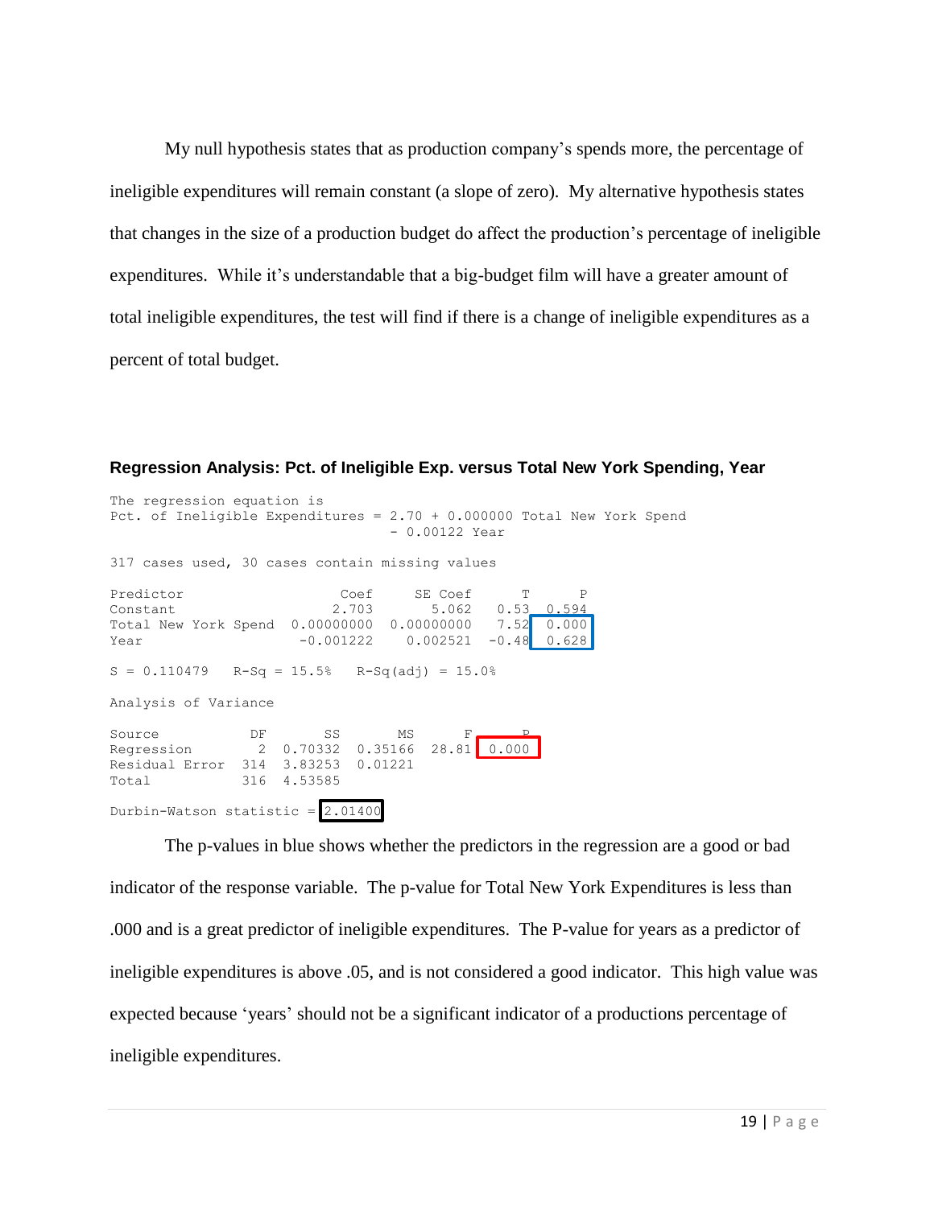My null hypothesis states that as production company's spends more, the percentage of ineligible expenditures will remain constant (a slope of zero). My alternative hypothesis states that changes in the size of a production budget do affect the production's percentage of ineligible expenditures. While it's understandable that a big-budget film will have a greater amount of total ineligible expenditures, the test will find if there is a change of ineligible expenditures as a percent of total budget.

### Regression Analysis: Pct. of Ineligible Exp. versus Total New York Spending, Year

```
The regression equation is
Pct. of Ineligible Expenditures = 2.70 + 0.000000 Total New York Spend
                                  - 0.00122 Year

317 cases used, 30 cases contain missing values

Predictor                 Coef     SE Coef      T      P
Constant                 2.703       5.062   0.53  0.594
Total New York Spend  0.00000000  0.00000000   7.52  0.000
Year                 -0.001222    0.002521  -0.48  0.628

S = 0.110479   R-Sq = 15.5%   R-Sq(adj) = 15.0%

Analysis of Variance

Source           DF       SS       MS      F      P
Regression        2  0.70332  0.35166  28.81  0.000
Residual Error  314  3.83253  0.01221
Total           316  4.53585

Durbin-Watson statistic = 2.01400
```

The p-values in blue shows whether the predictors in the regression are a good or bad indicator of the response variable. The p-value for Total New York Expenditures is less than .000 and is a great predictor of ineligible expenditures. The P-value for years as a predictor of ineligible expenditures is above .05, and is not considered a good indicator. This high value was expected because 'years' should not be a significant indicator of a productions percentage of ineligible expenditures.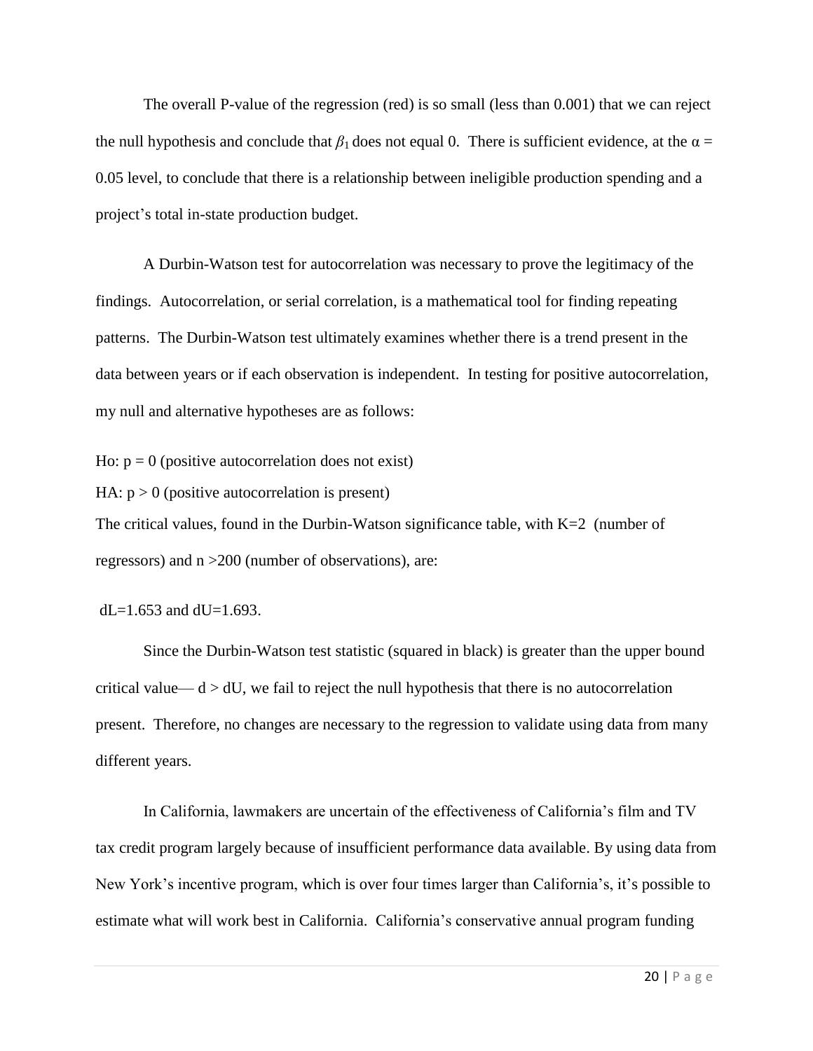The overall P-value of the regression (red) is so small (less than 0.001) that we can reject the null hypothesis and conclude that $\beta_1$ does not equal 0. There is sufficient evidence, at the $\alpha = 0.05$ level, to conclude that there is a relationship between ineligible production spending and a project's total in-state production budget.

A Durbin-Watson test for autocorrelation was necessary to prove the legitimacy of the findings. Autocorrelation, or serial correlation, is a mathematical tool for finding repeating patterns. The Durbin-Watson test ultimately examines whether there is a trend present in the data between years or if each observation is independent. In testing for positive autocorrelation, my null and alternative hypotheses are as follows:

Ho: $p = 0$ (positive autocorrelation does not exist)

HA: $p > 0$ (positive autocorrelation is present)

The critical values, found in the Durbin-Watson significance table, with $K=2$ (number of regressors) and $n > 200$ (number of observations), are:

$dL=1.653$ and $dU=1.693$.

Since the Durbin-Watson test statistic (squared in black) is greater than the upper bound critical value— $d > dU$, we fail to reject the null hypothesis that there is no autocorrelation present. Therefore, no changes are necessary to the regression to validate using data from many different years.

In California, lawmakers are uncertain of the effectiveness of California's film and TV tax credit program largely because of insufficient performance data available. By using data from New York's incentive program, which is over four times larger than California's, it's possible to estimate what will work best in California. California's conservative annual program funding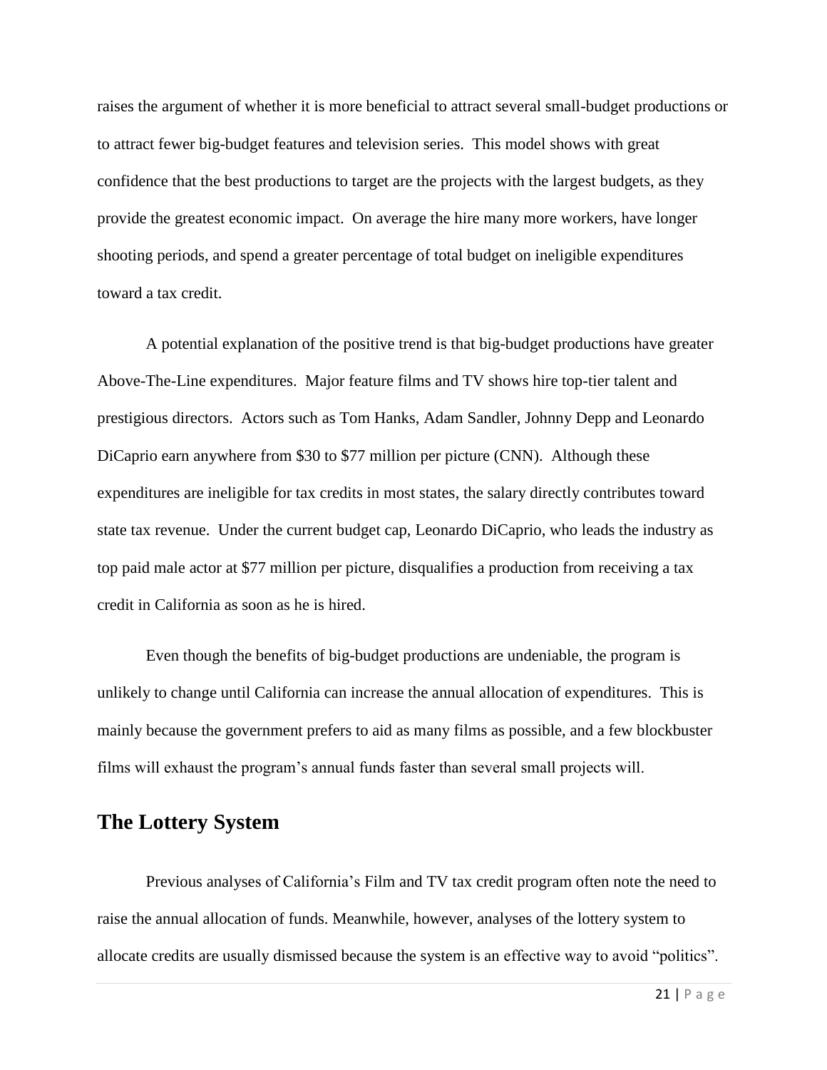raises the argument of whether it is more beneficial to attract several small-budget productions or to attract fewer big-budget features and television series. This model shows with great confidence that the best productions to target are the projects with the largest budgets, as they provide the greatest economic impact. On average the hire many more workers, have longer shooting periods, and spend a greater percentage of total budget on ineligible expenditures toward a tax credit.

A potential explanation of the positive trend is that big-budget productions have greater Above-The-Line expenditures. Major feature films and TV shows hire top-tier talent and prestigious directors. Actors such as Tom Hanks, Adam Sandler, Johnny Depp and Leonardo DiCaprio earn anywhere from $30 to $77 million per picture (CNN). Although these expenditures are ineligible for tax credits in most states, the salary directly contributes toward state tax revenue. Under the current budget cap, Leonardo DiCaprio, who leads the industry as top paid male actor at $77 million per picture, disqualifies a production from receiving a tax credit in California as soon as he is hired.

Even though the benefits of big-budget productions are undeniable, the program is unlikely to change until California can increase the annual allocation of expenditures. This is mainly because the government prefers to aid as many films as possible, and a few blockbuster films will exhaust the program's annual funds faster than several small projects will.

## The Lottery System

Previous analyses of California's Film and TV tax credit program often note the need to raise the annual allocation of funds. Meanwhile, however, analyses of the lottery system to allocate credits are usually dismissed because the system is an effective way to avoid "politics".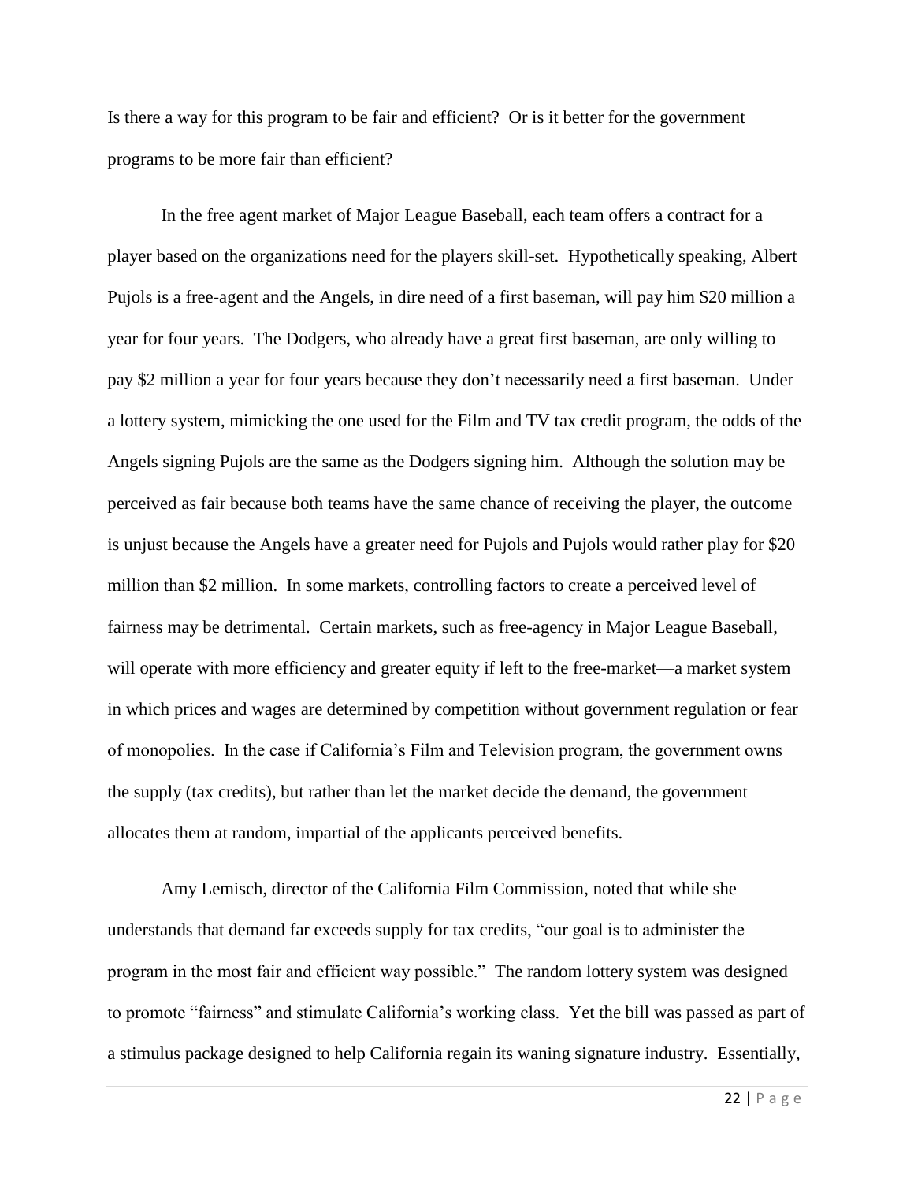Is there a way for this program to be fair and efficient? Or is it better for the government programs to be more fair than efficient?

In the free agent market of Major League Baseball, each team offers a contract for a player based on the organizations need for the players skill-set. Hypothetically speaking, Albert Pujols is a free-agent and the Angels, in dire need of a first baseman, will pay him $20 million a year for four years. The Dodgers, who already have a great first baseman, are only willing to pay $2 million a year for four years because they don't necessarily need a first baseman. Under a lottery system, mimicking the one used for the Film and TV tax credit program, the odds of the Angels signing Pujols are the same as the Dodgers signing him. Although the solution may be perceived as fair because both teams have the same chance of receiving the player, the outcome is unjust because the Angels have a greater need for Pujols and Pujols would rather play for $20 million than $2 million. In some markets, controlling factors to create a perceived level of fairness may be detrimental. Certain markets, such as free-agency in Major League Baseball, will operate with more efficiency and greater equity if left to the free-market—a market system in which prices and wages are determined by competition without government regulation or fear of monopolies. In the case if California's Film and Television program, the government owns the supply (tax credits), but rather than let the market decide the demand, the government allocates them at random, impartial of the applicants perceived benefits.

Amy Lemisch, director of the California Film Commission, noted that while she understands that demand far exceeds supply for tax credits, "our goal is to administer the program in the most fair and efficient way possible." The random lottery system was designed to promote "fairness" and stimulate California's working class. Yet the bill was passed as part of a stimulus package designed to help California regain its waning signature industry. Essentially,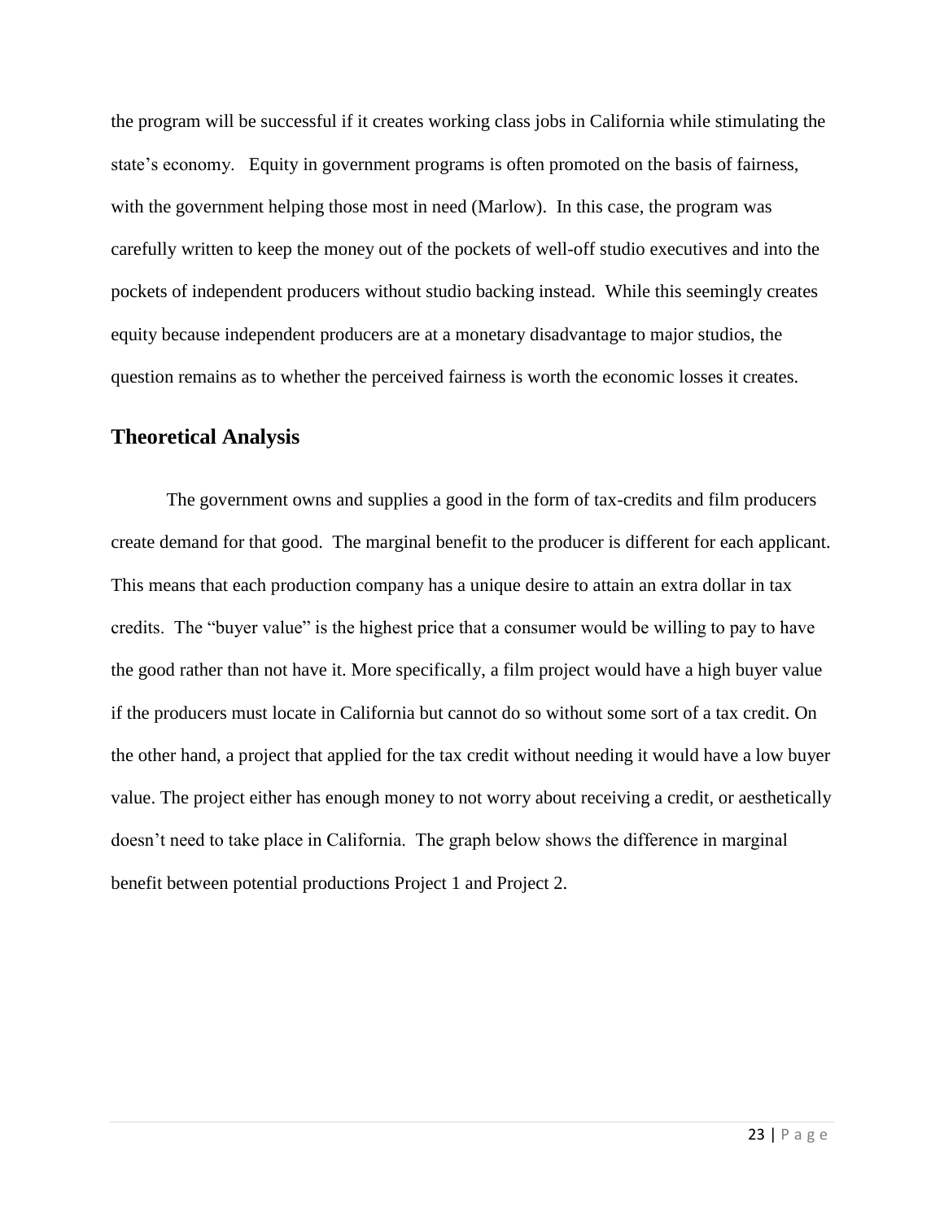the program will be successful if it creates working class jobs in California while stimulating the state's economy. Equity in government programs is often promoted on the basis of fairness, with the government helping those most in need (Marlow). In this case, the program was carefully written to keep the money out of the pockets of well-off studio executives and into the pockets of independent producers without studio backing instead. While this seemingly creates equity because independent producers are at a monetary disadvantage to major studios, the question remains as to whether the perceived fairness is worth the economic losses it creates.

## Theoretical Analysis

The government owns and supplies a good in the form of tax-credits and film producers create demand for that good. The marginal benefit to the producer is different for each applicant. This means that each production company has a unique desire to attain an extra dollar in tax credits. The "buyer value" is the highest price that a consumer would be willing to pay to have the good rather than not have it. More specifically, a film project would have a high buyer value if the producers must locate in California but cannot do so without some sort of a tax credit. On the other hand, a project that applied for the tax credit without needing it would have a low buyer value. The project either has enough money to not worry about receiving a credit, or aesthetically doesn't need to take place in California. The graph below shows the difference in marginal benefit between potential productions Project 1 and Project 2.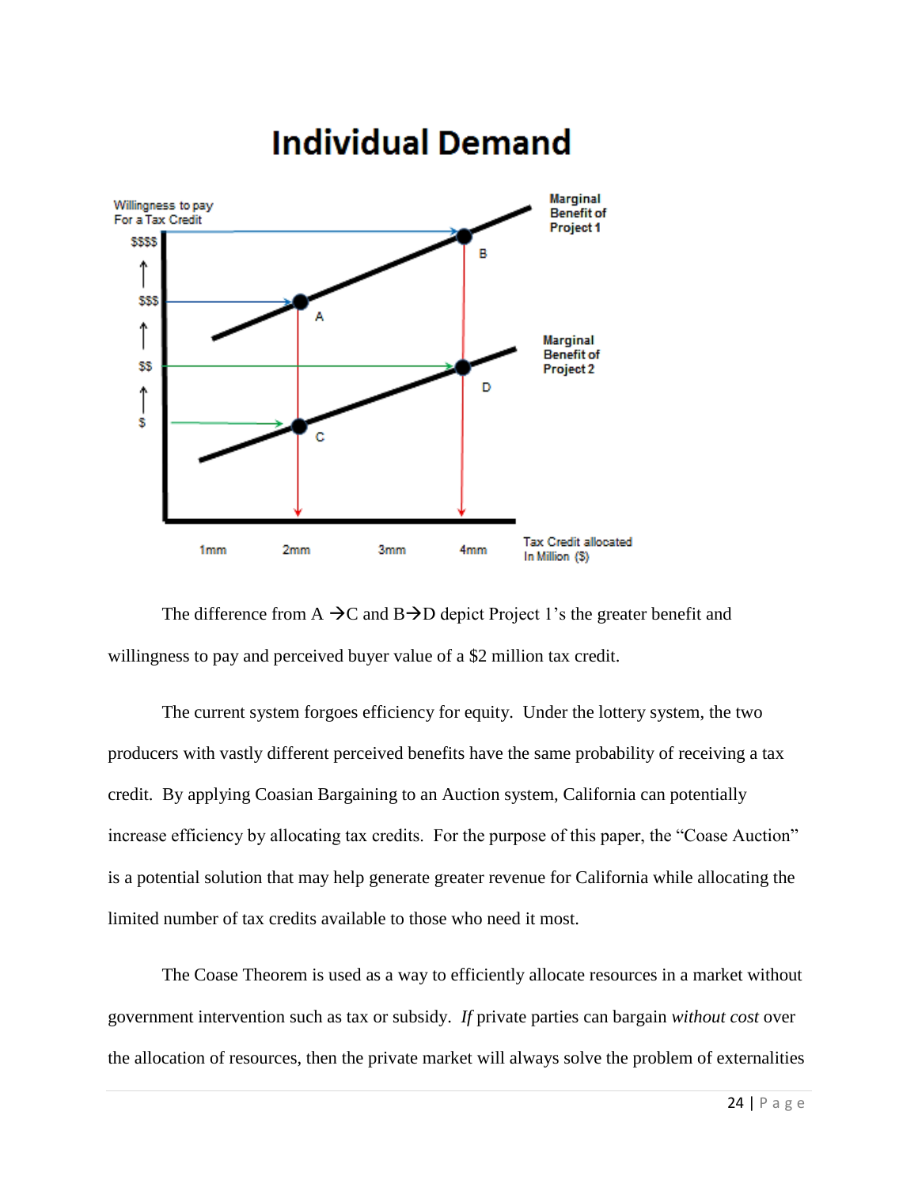## Individual Demand

Willingness to pay For a Tax Credit

$$$$ ↑ $$$ ↑ $$ ↑ $

Marginal Benefit of Project 1

Marginal Benefit of Project 2

A B C D

1mm 2mm 3mm 4mm

Tax Credit allocated In Million ($)

The difference from A →C and B→D depict Project 1's the greater benefit and willingness to pay and perceived buyer value of a $2 million tax credit.

The current system forgoes efficiency for equity. Under the lottery system, the two producers with vastly different perceived benefits have the same probability of receiving a tax credit. By applying Coasian Bargaining to an Auction system, California can potentially increase efficiency by allocating tax credits. For the purpose of this paper, the "Coase Auction" is a potential solution that may help generate greater revenue for California while allocating the limited number of tax credits available to those who need it most.

The Coase Theorem is used as a way to efficiently allocate resources in a market without government intervention such as tax or subsidy. *If* private parties can bargain *without cost* over the allocation of resources, then the private market will always solve the problem of externalities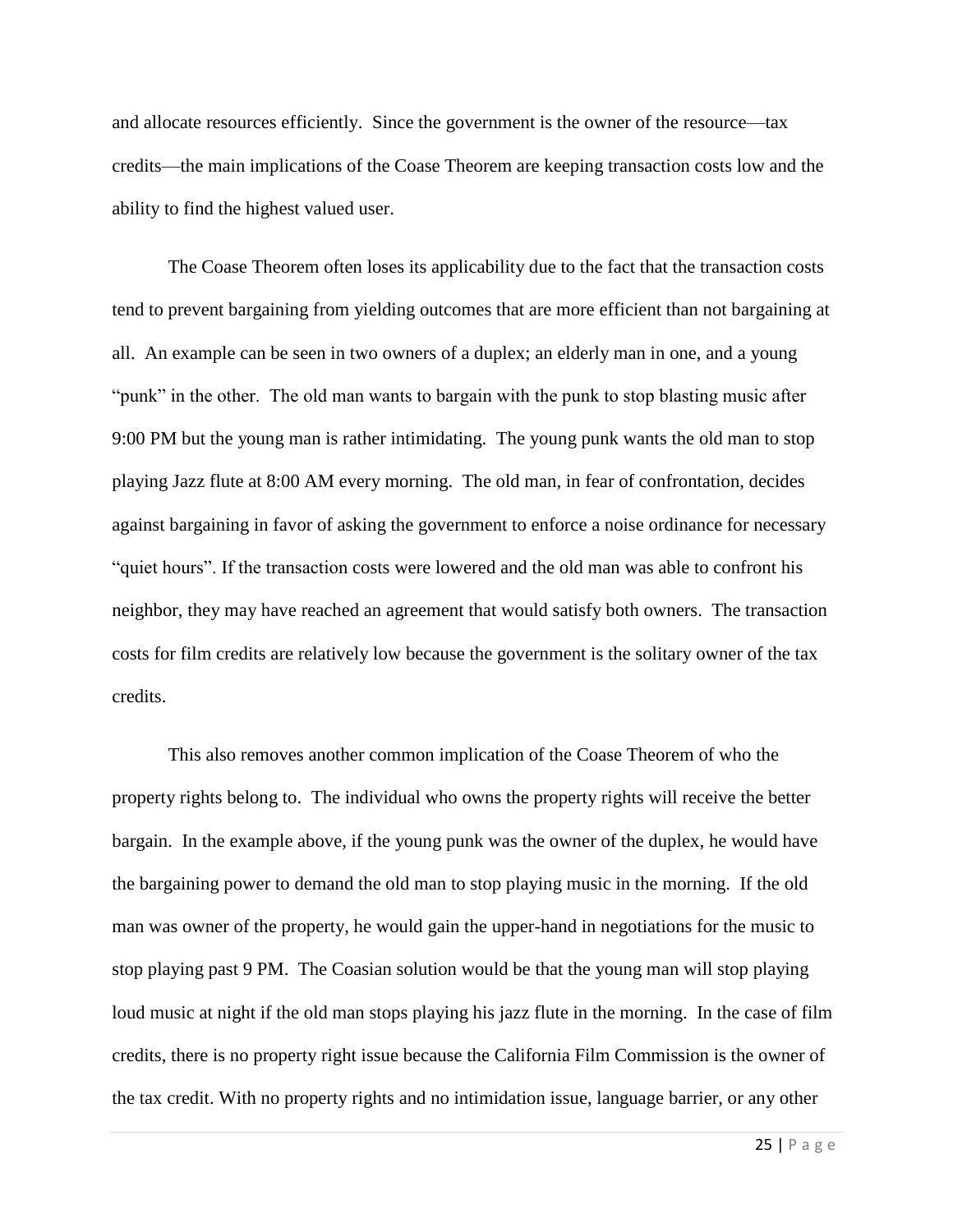and allocate resources efficiently. Since the government is the owner of the resource—tax credits—the main implications of the Coase Theorem are keeping transaction costs low and the ability to find the highest valued user.

The Coase Theorem often loses its applicability due to the fact that the transaction costs tend to prevent bargaining from yielding outcomes that are more efficient than not bargaining at all. An example can be seen in two owners of a duplex; an elderly man in one, and a young "punk" in the other. The old man wants to bargain with the punk to stop blasting music after 9:00 PM but the young man is rather intimidating. The young punk wants the old man to stop playing Jazz flute at 8:00 AM every morning. The old man, in fear of confrontation, decides against bargaining in favor of asking the government to enforce a noise ordinance for necessary "quiet hours". If the transaction costs were lowered and the old man was able to confront his neighbor, they may have reached an agreement that would satisfy both owners. The transaction costs for film credits are relatively low because the government is the solitary owner of the tax credits.

This also removes another common implication of the Coase Theorem of who the property rights belong to. The individual who owns the property rights will receive the better bargain. In the example above, if the young punk was the owner of the duplex, he would have the bargaining power to demand the old man to stop playing music in the morning. If the old man was owner of the property, he would gain the upper-hand in negotiations for the music to stop playing past 9 PM. The Coasian solution would be that the young man will stop playing loud music at night if the old man stops playing his jazz flute in the morning. In the case of film credits, there is no property right issue because the California Film Commission is the owner of the tax credit. With no property rights and no intimidation issue, language barrier, or any other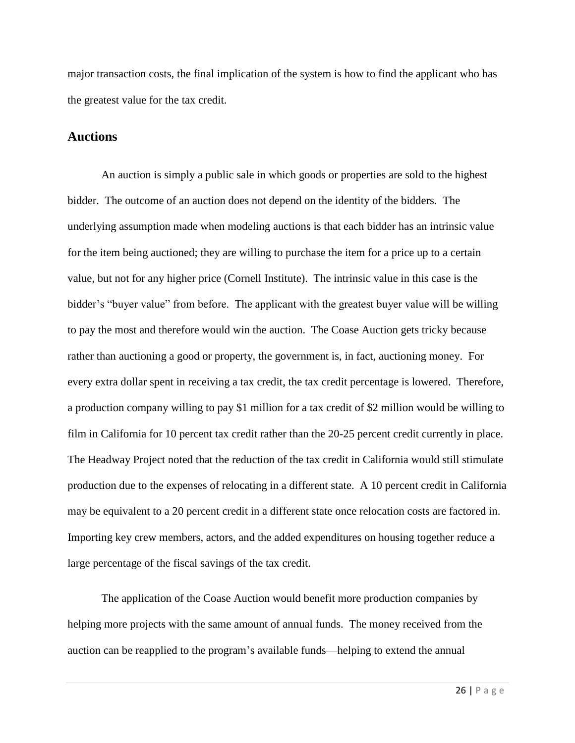major transaction costs, the final implication of the system is how to find the applicant who has the greatest value for the tax credit.

## Auctions

An auction is simply a public sale in which goods or properties are sold to the highest bidder. The outcome of an auction does not depend on the identity of the bidders. The underlying assumption made when modeling auctions is that each bidder has an intrinsic value for the item being auctioned; they are willing to purchase the item for a price up to a certain value, but not for any higher price (Cornell Institute). The intrinsic value in this case is the bidder's "buyer value" from before. The applicant with the greatest buyer value will be willing to pay the most and therefore would win the auction. The Coase Auction gets tricky because rather than auctioning a good or property, the government is, in fact, auctioning money. For every extra dollar spent in receiving a tax credit, the tax credit percentage is lowered. Therefore, a production company willing to pay $1 million for a tax credit of $2 million would be willing to film in California for 10 percent tax credit rather than the 20-25 percent credit currently in place. The Headway Project noted that the reduction of the tax credit in California would still stimulate production due to the expenses of relocating in a different state. A 10 percent credit in California may be equivalent to a 20 percent credit in a different state once relocation costs are factored in. Importing key crew members, actors, and the added expenditures on housing together reduce a large percentage of the fiscal savings of the tax credit.

The application of the Coase Auction would benefit more production companies by helping more projects with the same amount of annual funds. The money received from the auction can be reapplied to the program's available funds—helping to extend the annual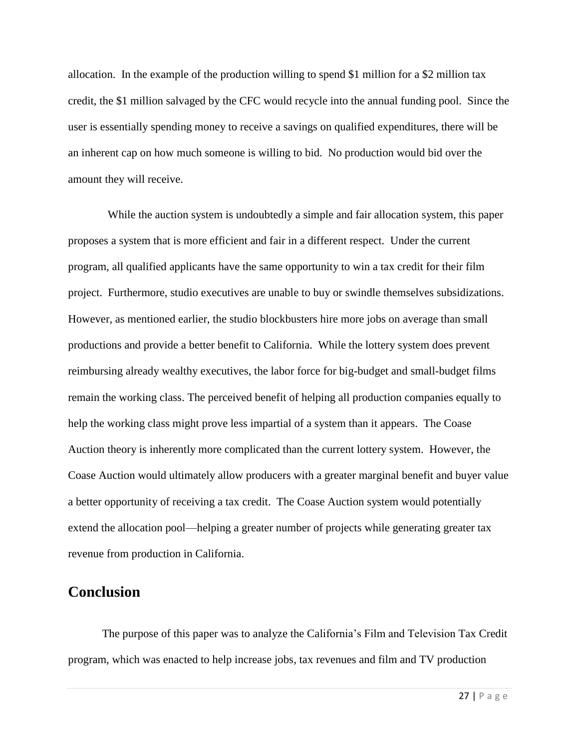allocation. In the example of the production willing to spend $1 million for a $2 million tax credit, the $1 million salvaged by the CFC would recycle into the annual funding pool. Since the user is essentially spending money to receive a savings on qualified expenditures, there will be an inherent cap on how much someone is willing to bid. No production would bid over the amount they will receive.

While the auction system is undoubtedly a simple and fair allocation system, this paper proposes a system that is more efficient and fair in a different respect. Under the current program, all qualified applicants have the same opportunity to win a tax credit for their film project. Furthermore, studio executives are unable to buy or swindle themselves subsidizations. However, as mentioned earlier, the studio blockbusters hire more jobs on average than small productions and provide a better benefit to California. While the lottery system does prevent reimbursing already wealthy executives, the labor force for big-budget and small-budget films remain the working class. The perceived benefit of helping all production companies equally to help the working class might prove less impartial of a system than it appears. The Coase Auction theory is inherently more complicated than the current lottery system. However, the Coase Auction would ultimately allow producers with a greater marginal benefit and buyer value a better opportunity of receiving a tax credit. The Coase Auction system would potentially extend the allocation pool—helping a greater number of projects while generating greater tax revenue from production in California.

## Conclusion

The purpose of this paper was to analyze the California's Film and Television Tax Credit program, which was enacted to help increase jobs, tax revenues and film and TV production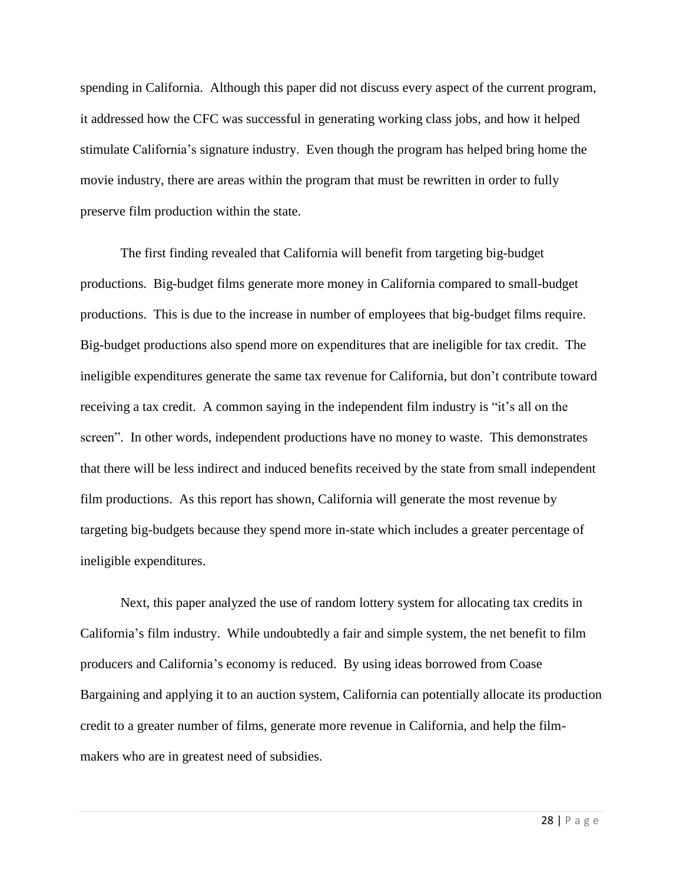spending in California. Although this paper did not discuss every aspect of the current program, it addressed how the CFC was successful in generating working class jobs, and how it helped stimulate California's signature industry. Even though the program has helped bring home the movie industry, there are areas within the program that must be rewritten in order to fully preserve film production within the state.

The first finding revealed that California will benefit from targeting big-budget productions. Big-budget films generate more money in California compared to small-budget productions. This is due to the increase in number of employees that big-budget films require. Big-budget productions also spend more on expenditures that are ineligible for tax credit. The ineligible expenditures generate the same tax revenue for California, but don't contribute toward receiving a tax credit. A common saying in the independent film industry is "it's all on the screen". In other words, independent productions have no money to waste. This demonstrates that there will be less indirect and induced benefits received by the state from small independent film productions. As this report has shown, California will generate the most revenue by targeting big-budgets because they spend more in-state which includes a greater percentage of ineligible expenditures.

Next, this paper analyzed the use of random lottery system for allocating tax credits in California's film industry. While undoubtedly a fair and simple system, the net benefit to film producers and California's economy is reduced. By using ideas borrowed from Coase Bargaining and applying it to an auction system, California can potentially allocate its production credit to a greater number of films, generate more revenue in California, and help the film-makers who are in greatest need of subsidies.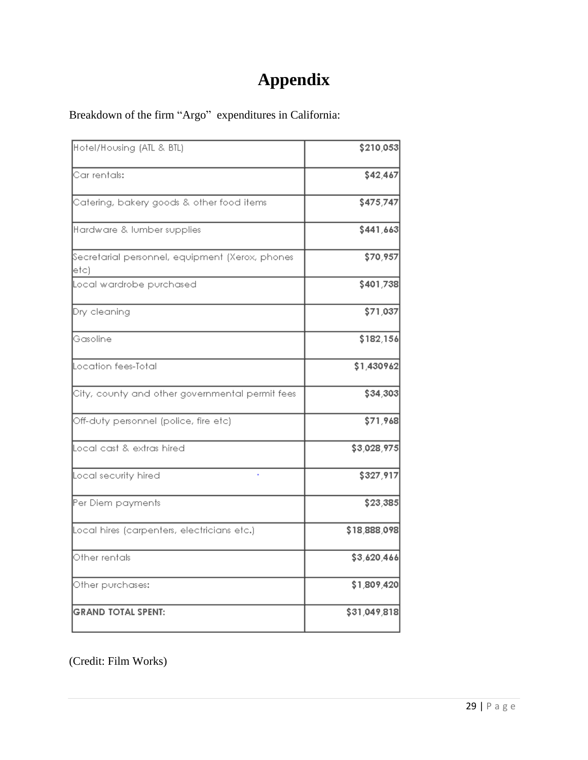# Appendix

Breakdown of the firm "Argo" expenditures in California:

| | |
|---|---|
| Hotel/Housing (ATL & BTL) | $210,053 |
| Car rentals: | $42,467 |
| Catering, bakery goods & other food items | $475,747 |
| Hardware & lumber supplies | $441,663 |
| Secretarial personnel, equipment (Xerox, phones etc) | $70,957 |
| Local wardrobe purchased | $401,738 |
| Dry cleaning | $71,037 |
| Gasoline | $182,156 |
| Location fees-Total | $1,430962 |
| City, county and other governmental permit fees | $34,303 |
| Off-duty personnel (police, fire etc) | $71,968 |
| Local cast & extras hired | $3,028,975 |
| Local security hired | $327,917 |
| Per Diem payments | $23,385 |
| Local hires (carpenters, electricians etc.) | $18,888,098 |
| Other rentals | $3,620,466 |
| Other purchases: | $1,809,420 |
| **GRAND TOTAL SPENT:** | $31,049,818 |

(Credit: Film Works)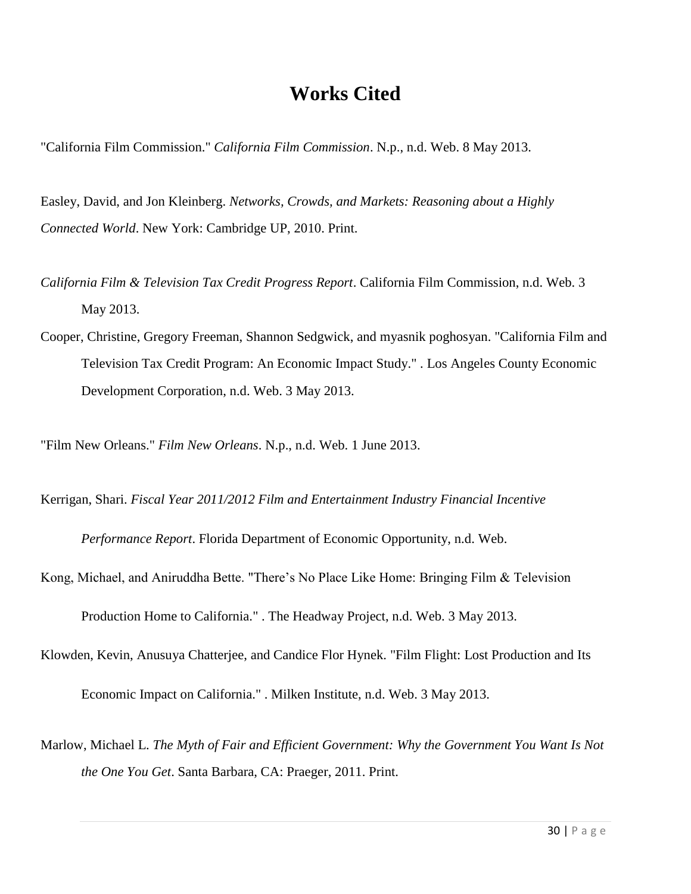# Works Cited

"California Film Commission." *California Film Commission*. N.p., n.d. Web. 8 May 2013.

Easley, David, and Jon Kleinberg. *Networks, Crowds, and Markets: Reasoning about a Highly Connected World*. New York: Cambridge UP, 2010. Print.

*California Film & Television Tax Credit Progress Report*. California Film Commission, n.d. Web. 3 May 2013.

Cooper, Christine, Gregory Freeman, Shannon Sedgwick, and myasnik poghosyan. "California Film and Television Tax Credit Program: An Economic Impact Study." . Los Angeles County Economic Development Corporation, n.d. Web. 3 May 2013.

"Film New Orleans." *Film New Orleans*. N.p., n.d. Web. 1 June 2013.

Kerrigan, Shari. *Fiscal Year 2011/2012 Film and Entertainment Industry Financial Incentive Performance Report*. Florida Department of Economic Opportunity, n.d. Web.

Kong, Michael, and Aniruddha Bette. "There's No Place Like Home: Bringing Film & Television Production Home to California." . The Headway Project, n.d. Web. 3 May 2013.

Klowden, Kevin, Anusuya Chatterjee, and Candice Flor Hynek. "Film Flight: Lost Production and Its Economic Impact on California." . Milken Institute, n.d. Web. 3 May 2013.

Marlow, Michael L. *The Myth of Fair and Efficient Government: Why the Government You Want Is Not the One You Get*. Santa Barbara, CA: Praeger, 2011. Print.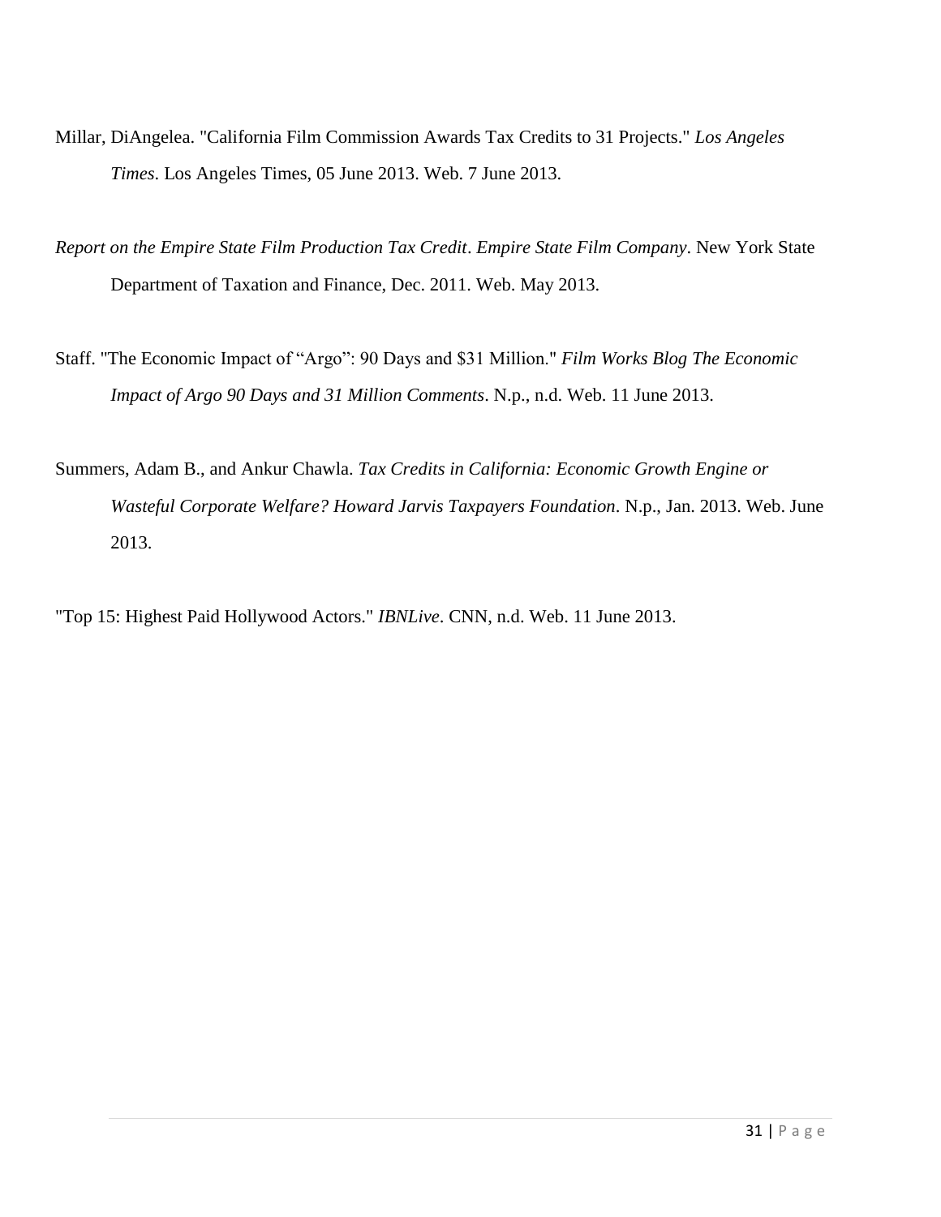Millar, DiAngelea. "California Film Commission Awards Tax Credits to 31 Projects." *Los Angeles Times*. Los Angeles Times, 05 June 2013. Web. 7 June 2013.

*Report on the Empire State Film Production Tax Credit*. *Empire State Film Company*. New York State Department of Taxation and Finance, Dec. 2011. Web. May 2013.

Staff. "The Economic Impact of "Argo": 90 Days and $31 Million." *Film Works Blog The Economic Impact of Argo 90 Days and 31 Million Comments*. N.p., n.d. Web. 11 June 2013.

Summers, Adam B., and Ankur Chawla. *Tax Credits in California: Economic Growth Engine or Wasteful Corporate Welfare? Howard Jarvis Taxpayers Foundation*. N.p., Jan. 2013. Web. June 2013.

"Top 15: Highest Paid Hollywood Actors." *IBNLive*. CNN, n.d. Web. 11 June 2013.